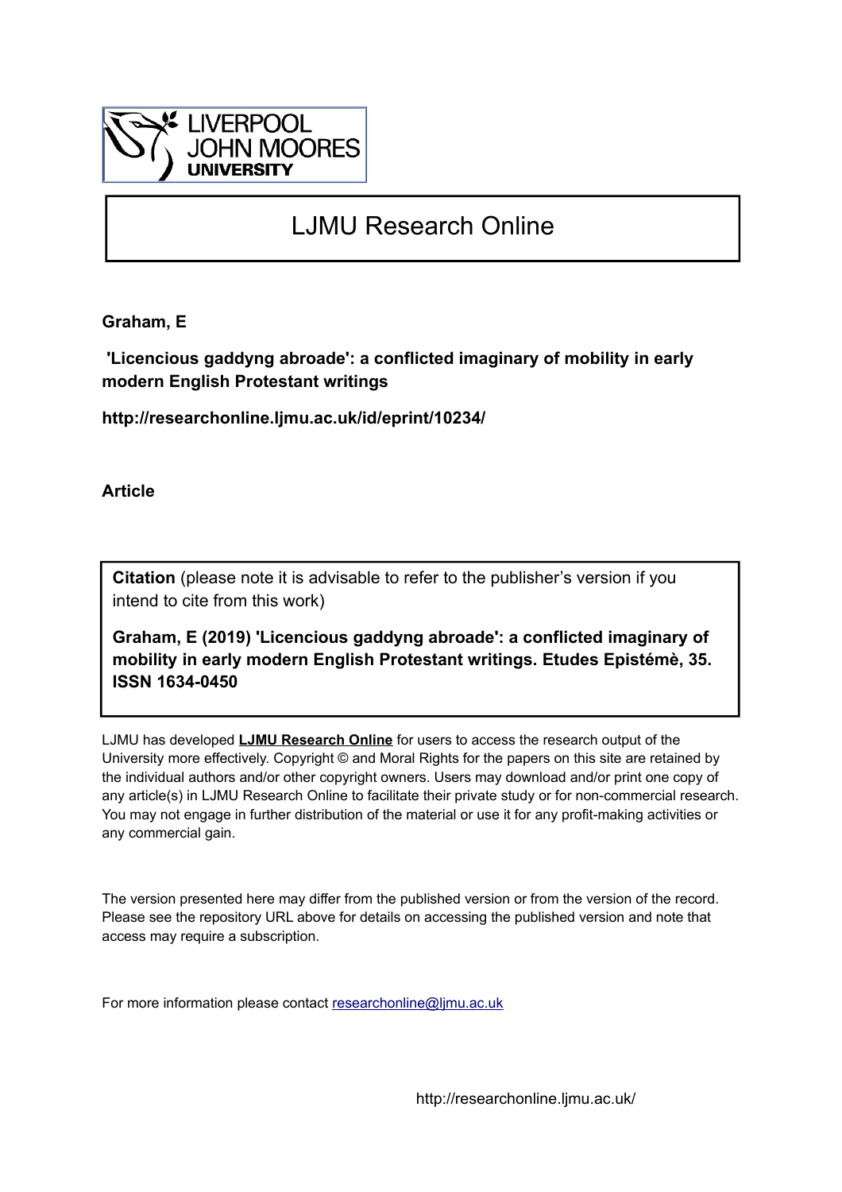LIVERPOOL JOHN MOORES UNIVERSITY

# LJMU Research Online

**Graham, E**

**'Licencious gaddyng abroade': a conflicted imaginary of mobility in early modern English Protestant writings**

**http://researchonline.ljmu.ac.uk/id/eprint/10234/**

**Article**

**Citation** (please note it is advisable to refer to the publisher's version if you intend to cite from this work)

**Graham, E (2019) 'Licencious gaddyng abroade': a conflicted imaginary of mobility in early modern English Protestant writings. Etudes Epistémè, 35. ISSN 1634-0450**

LJMU has developed **LJMU Research Online** for users to access the research output of the University more effectively. Copyright © and Moral Rights for the papers on this site are retained by the individual authors and/or other copyright owners. Users may download and/or print one copy of any article(s) in LJMU Research Online to facilitate their private study or for non-commercial research. You may not engage in further distribution of the material or use it for any profit-making activities or any commercial gain.

The version presented here may differ from the published version or from the version of the record. Please see the repository URL above for details on accessing the published version and note that access may require a subscription.

For more information please contact researchonline@ljmu.ac.uk

http://researchonline.ljmu.ac.uk/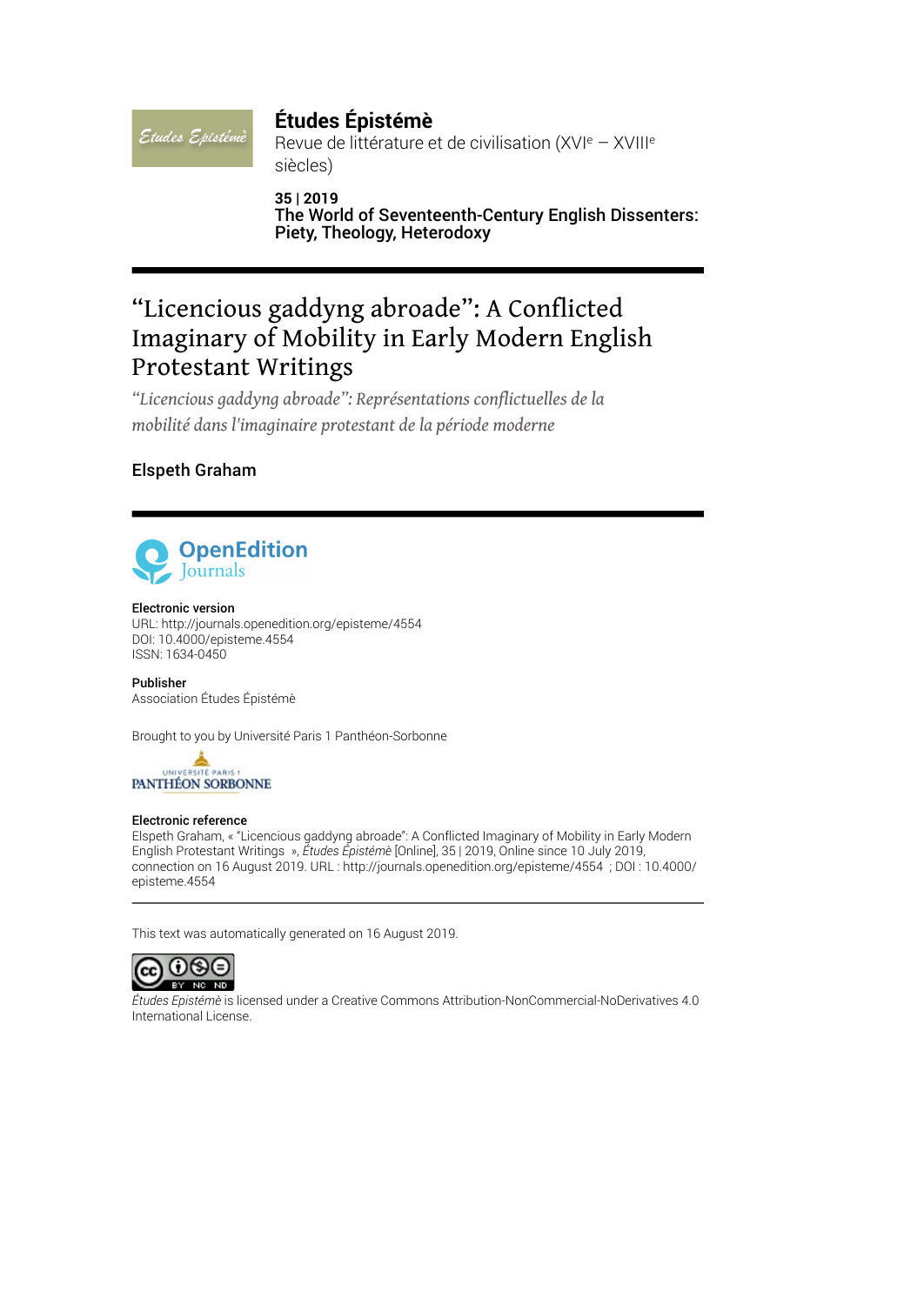# Études Épistémè

Revue de littérature et de civilisation (XVI$^{e}$ – XVIII$^{e}$ siècles)

**35 | 2019**
**The World of Seventeenth-Century English Dissenters: Piety, Theology, Heterodoxy**

# "Licencious gaddyng abroade": A Conflicted Imaginary of Mobility in Early Modern English Protestant Writings

*"Licencious gaddyng abroade": Représentations conflictuelles de la mobilité dans l'imaginaire protestant de la période moderne*

Elspeth Graham

**Electronic version**
URL: http://journals.openedition.org/episteme/4554
DOI: 10.4000/episteme.4554
ISSN: 1634-0450

**Publisher**
Association Études Épistémè

Brought to you by Université Paris 1 Panthéon-Sorbonne

**Electronic reference**
Elspeth Graham, « "Licencious gaddyng abroade": A Conflicted Imaginary of Mobility in Early Modern English Protestant Writings », *Études Épistémè* [Online], 35 | 2019, Online since 10 July 2019, connection on 16 August 2019. URL : http://journals.openedition.org/episteme/4554 ; DOI : 10.4000/episteme.4554

This text was automatically generated on 16 August 2019.

*Études Epistémè* is licensed under a Creative Commons Attribution-NonCommercial-NoDerivatives 4.0 International License.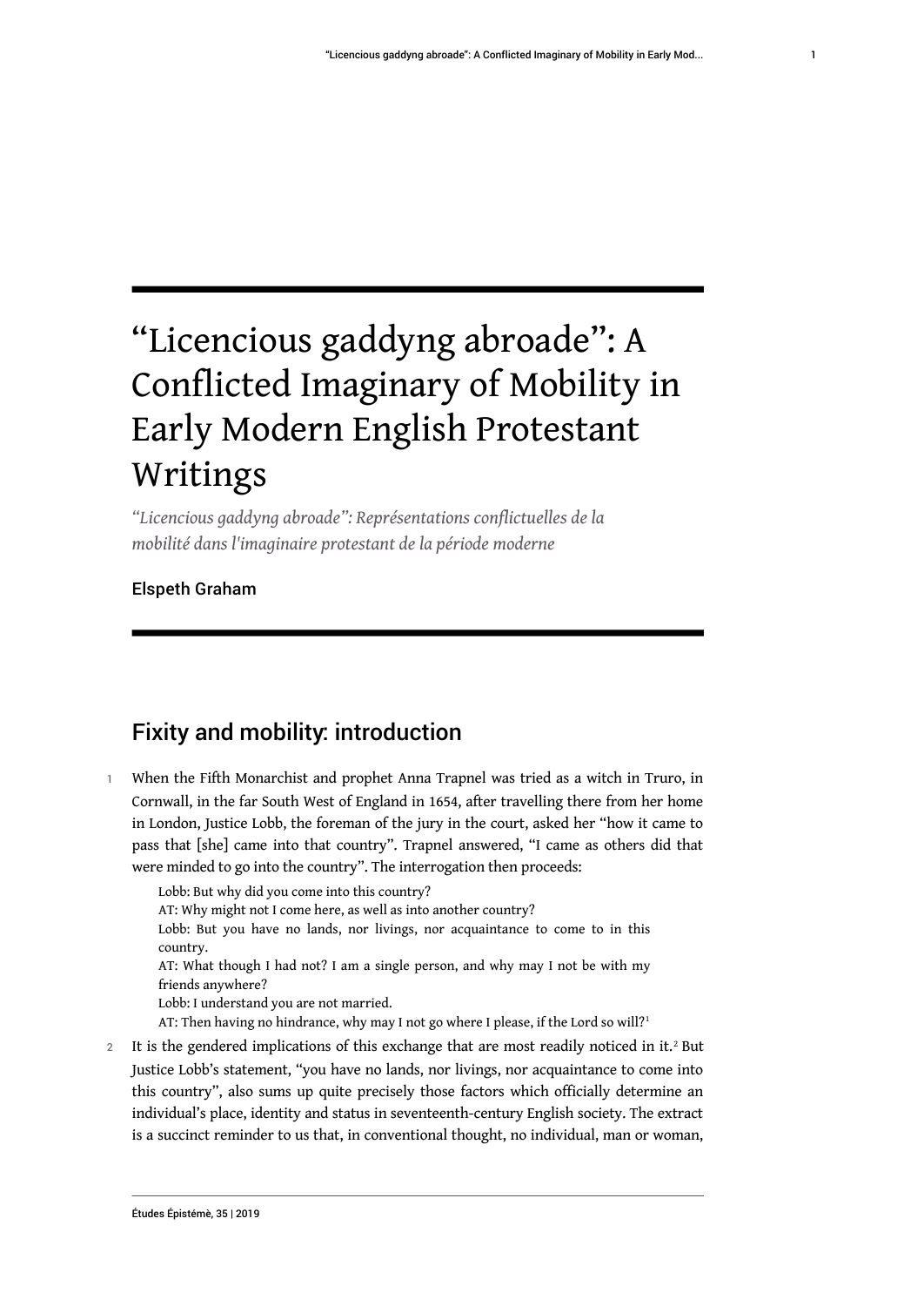# "Licencious gaddyng abroade": A Conflicted Imaginary of Mobility in Early Modern English Protestant Writings

*"Licencious gaddyng abroade": Représentations conflictuelles de la mobilité dans l'imaginaire protestant de la période moderne*

Elspeth Graham

## Fixity and mobility: introduction

1 When the Fifth Monarchist and prophet Anna Trapnel was tried as a witch in Truro, in Cornwall, in the far South West of England in 1654, after travelling there from her home in London, Justice Lobb, the foreman of the jury in the court, asked her "how it came to pass that [she] came into that country". Trapnel answered, "I came as others did that were minded to go into the country". The interrogation then proceeds:

> Lobb: But why did you come into this country?
> AT: Why might not I come here, as well as into another country?
> Lobb: But you have no lands, nor livings, nor acquaintance to come to in this country.
> AT: What though I had not? I am a single person, and why may I not be with my friends anywhere?
> Lobb: I understand you are not married.
> AT: Then having no hindrance, why may I not go where I please, if the Lord so will?[1]

2 It is the gendered implications of this exchange that are most readily noticed in it.[2] But Justice Lobb's statement, "you have no lands, nor livings, nor acquaintance to come into this country", also sums up quite precisely those factors which officially determine an individual's place, identity and status in seventeenth-century English society. The extract is a succinct reminder to us that, in conventional thought, no individual, man or woman,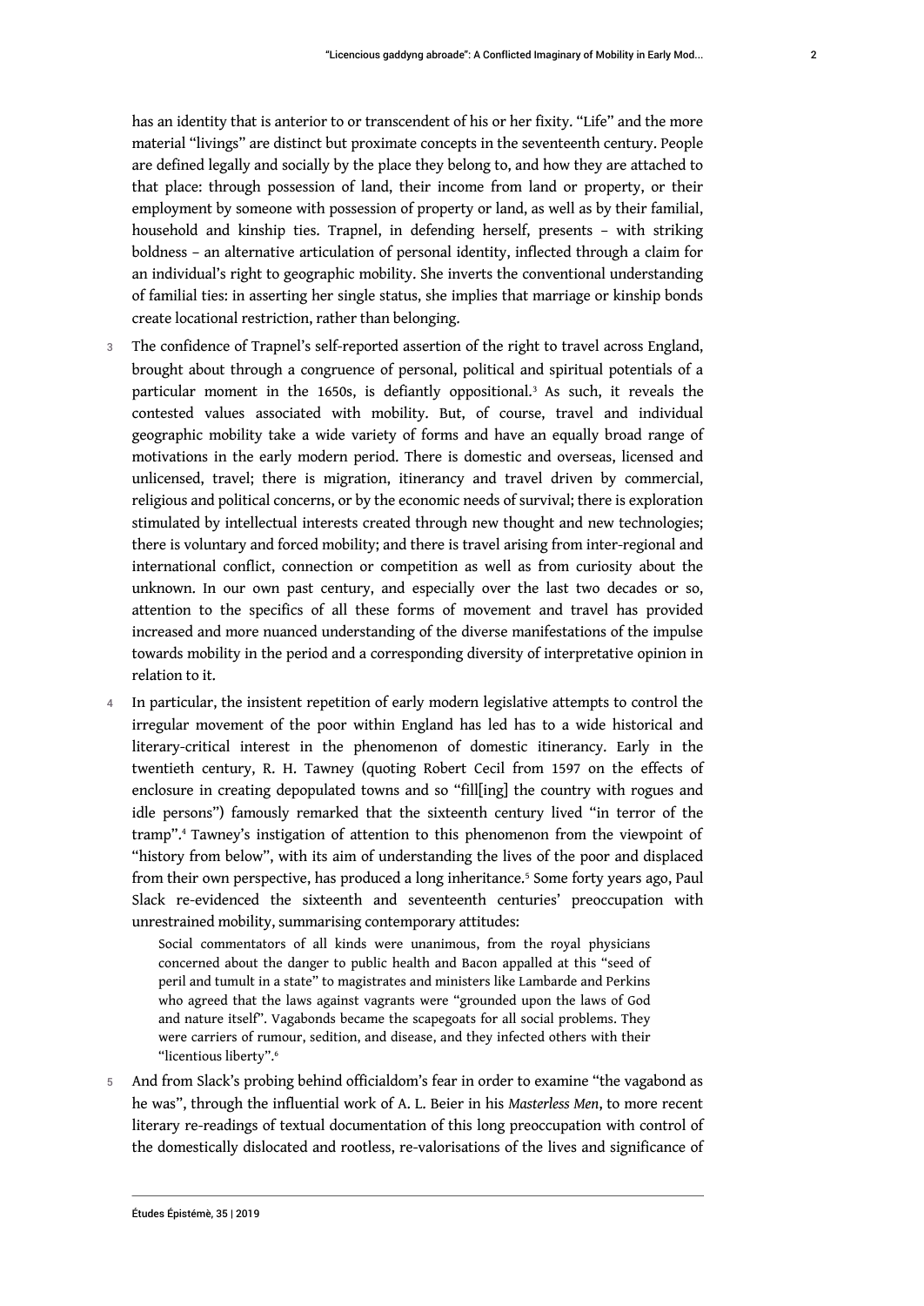has an identity that is anterior to or transcendent of his or her fixity. "Life" and the more material "livings" are distinct but proximate concepts in the seventeenth century. People are defined legally and socially by the place they belong to, and how they are attached to that place: through possession of land, their income from land or property, or their employment by someone with possession of property or land, as well as by their familial, household and kinship ties. Trapnel, in defending herself, presents – with striking boldness – an alternative articulation of personal identity, inflected through a claim for an individual's right to geographic mobility. She inverts the conventional understanding of familial ties: in asserting her single status, she implies that marriage or kinship bonds create locational restriction, rather than belonging.

3 The confidence of Trapnel's self-reported assertion of the right to travel across England, brought about through a congruence of personal, political and spiritual potentials of a particular moment in the 1650s, is defiantly oppositional.[3] As such, it reveals the contested values associated with mobility. But, of course, travel and individual geographic mobility take a wide variety of forms and have an equally broad range of motivations in the early modern period. There is domestic and overseas, licensed and unlicensed, travel; there is migration, itinerancy and travel driven by commercial, religious and political concerns, or by the economic needs of survival; there is exploration stimulated by intellectual interests created through new thought and new technologies; there is voluntary and forced mobility; and there is travel arising from inter-regional and international conflict, connection or competition as well as from curiosity about the unknown. In our own past century, and especially over the last two decades or so, attention to the specifics of all these forms of movement and travel has provided increased and more nuanced understanding of the diverse manifestations of the impulse towards mobility in the period and a corresponding diversity of interpretative opinion in relation to it.

4 In particular, the insistent repetition of early modern legislative attempts to control the irregular movement of the poor within England has led has to a wide historical and literary-critical interest in the phenomenon of domestic itinerancy. Early in the twentieth century, R. H. Tawney (quoting Robert Cecil from 1597 on the effects of enclosure in creating depopulated towns and so "fill[ing] the country with rogues and idle persons") famously remarked that the sixteenth century lived "in terror of the tramp".[4] Tawney's instigation of attention to this phenomenon from the viewpoint of "history from below", with its aim of understanding the lives of the poor and displaced from their own perspective, has produced a long inheritance.[5] Some forty years ago, Paul Slack re-evidenced the sixteenth and seventeenth centuries' preoccupation with unrestrained mobility, summarising contemporary attitudes:

> Social commentators of all kinds were unanimous, from the royal physicians concerned about the danger to public health and Bacon appalled at this "seed of peril and tumult in a state" to magistrates and ministers like Lambarde and Perkins who agreed that the laws against vagrants were "grounded upon the laws of God and nature itself". Vagabonds became the scapegoats for all social problems. They were carriers of rumour, sedition, and disease, and they infected others with their "licentious liberty".[6]

5 And from Slack's probing behind officialdom's fear in order to examine "the vagabond as he was", through the influential work of A. L. Beier in his *Masterless Men*, to more recent literary re-readings of textual documentation of this long preoccupation with control of the domestically dislocated and rootless, re-valorisations of the lives and significance of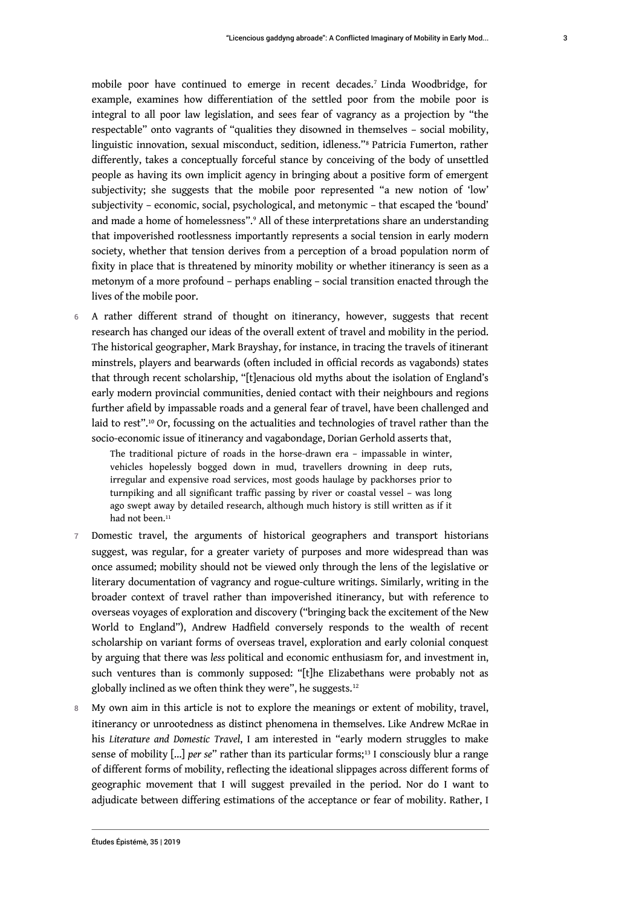mobile poor have continued to emerge in recent decades.[7] Linda Woodbridge, for example, examines how differentiation of the settled poor from the mobile poor is integral to all poor law legislation, and sees fear of vagrancy as a projection by "the respectable" onto vagrants of "qualities they disowned in themselves – social mobility, linguistic innovation, sexual misconduct, sedition, idleness."[8] Patricia Fumerton, rather differently, takes a conceptually forceful stance by conceiving of the body of unsettled people as having its own implicit agency in bringing about a positive form of emergent subjectivity; she suggests that the mobile poor represented "a new notion of 'low' subjectivity – economic, social, psychological, and metonymic – that escaped the 'bound' and made a home of homelessness".[9] All of these interpretations share an understanding that impoverished rootlessness importantly represents a social tension in early modern society, whether that tension derives from a perception of a broad population norm of fixity in place that is threatened by minority mobility or whether itinerancy is seen as a metonym of a more profound – perhaps enabling – social transition enacted through the lives of the mobile poor.

6 A rather different strand of thought on itinerancy, however, suggests that recent research has changed our ideas of the overall extent of travel and mobility in the period. The historical geographer, Mark Brayshay, for instance, in tracing the travels of itinerant minstrels, players and bearwards (often included in official records as vagabonds) states that through recent scholarship, "[t]enacious old myths about the isolation of England's early modern provincial communities, denied contact with their neighbours and regions further afield by impassable roads and a general fear of travel, have been challenged and laid to rest".[10] Or, focussing on the actualities and technologies of travel rather than the socio-economic issue of itinerancy and vagabondage, Dorian Gerhold asserts that,

> The traditional picture of roads in the horse-drawn era – impassable in winter, vehicles hopelessly bogged down in mud, travellers drowning in deep ruts, irregular and expensive road services, most goods haulage by packhorses prior to turnpiking and all significant traffic passing by river or coastal vessel – was long ago swept away by detailed research, although much history is still written as if it had not been.[11]

7 Domestic travel, the arguments of historical geographers and transport historians suggest, was regular, for a greater variety of purposes and more widespread than was once assumed; mobility should not be viewed only through the lens of the legislative or literary documentation of vagrancy and rogue-culture writings. Similarly, writing in the broader context of travel rather than impoverished itinerancy, but with reference to overseas voyages of exploration and discovery ("bringing back the excitement of the New World to England"), Andrew Hadfield conversely responds to the wealth of recent scholarship on variant forms of overseas travel, exploration and early colonial conquest by arguing that there was *less* political and economic enthusiasm for, and investment in, such ventures than is commonly supposed: "[t]he Elizabethans were probably not as globally inclined as we often think they were", he suggests.[12]

8 My own aim in this article is not to explore the meanings or extent of mobility, travel, itinerancy or unrootedness as distinct phenomena in themselves. Like Andrew McRae in his *Literature and Domestic Travel*, I am interested in "early modern struggles to make sense of mobility [...] *per se*" rather than its particular forms;[13] I consciously blur a range of different forms of mobility, reflecting the ideational slippages across different forms of geographic movement that I will suggest prevailed in the period. Nor do I want to adjudicate between differing estimations of the acceptance or fear of mobility. Rather, I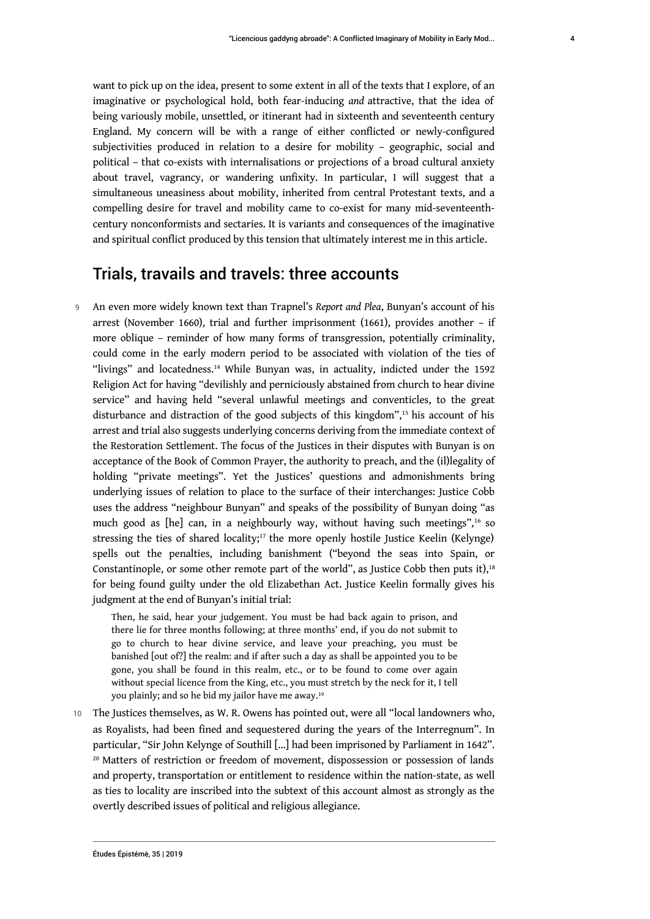want to pick up on the idea, present to some extent in all of the texts that I explore, of an imaginative or psychological hold, both fear-inducing *and* attractive, that the idea of being variously mobile, unsettled, or itinerant had in sixteenth and seventeenth century England. My concern will be with a range of either conflicted or newly-configured subjectivities produced in relation to a desire for mobility – geographic, social and political – that co-exists with internalisations or projections of a broad cultural anxiety about travel, vagrancy, or wandering unfixity. In particular, I will suggest that a simultaneous uneasiness about mobility, inherited from central Protestant texts, and a compelling desire for travel and mobility came to co-exist for many mid-seventeenth-century nonconformists and sectaries. It is variants and consequences of the imaginative and spiritual conflict produced by this tension that ultimately interest me in this article.

## Trials, travails and travels: three accounts

9 An even more widely known text than Trapnel's *Report and Plea*, Bunyan's account of his arrest (November 1660), trial and further imprisonment (1661), provides another – if more oblique – reminder of how many forms of transgression, potentially criminality, could come in the early modern period to be associated with violation of the ties of "livings" and locatedness.[14] While Bunyan was, in actuality, indicted under the 1592 Religion Act for having "devilishly and perniciously abstained from church to hear divine service" and having held "several unlawful meetings and conventicles, to the great disturbance and distraction of the good subjects of this kingdom",[15] his account of his arrest and trial also suggests underlying concerns deriving from the immediate context of the Restoration Settlement. The focus of the Justices in their disputes with Bunyan is on acceptance of the Book of Common Prayer, the authority to preach, and the (il)legality of holding "private meetings". Yet the Justices' questions and admonishments bring underlying issues of relation to place to the surface of their interchanges: Justice Cobb uses the address "neighbour Bunyan" and speaks of the possibility of Bunyan doing "as much good as [he] can, in a neighbourly way, without having such meetings",[16] so stressing the ties of shared locality;[17] the more openly hostile Justice Keelin (Kelynge) spells out the penalties, including banishment ("beyond the seas into Spain, or Constantinople, or some other remote part of the world", as Justice Cobb then puts it),[18] for being found guilty under the old Elizabethan Act. Justice Keelin formally gives his judgment at the end of Bunyan's initial trial:

> Then, he said, hear your judgement. You must be had back again to prison, and there lie for three months following; at three months' end, if you do not submit to go to church to hear divine service, and leave your preaching, you must be banished [out of?] the realm: and if after such a day as shall be appointed you to be gone, you shall be found in this realm, etc., or to be found to come over again without special licence from the King, etc., you must stretch by the neck for it, I tell you plainly; and so he bid my jailor have me away.[19]

10 The Justices themselves, as W. R. Owens has pointed out, were all "local landowners who, as Royalists, had been fined and sequestered during the years of the Interregnum". In particular, "Sir John Kelynge of Southill [...] had been imprisoned by Parliament in 1642".[20] Matters of restriction or freedom of movement, dispossession or possession of lands and property, transportation or entitlement to residence within the nation-state, as well as ties to locality are inscribed into the subtext of this account almost as strongly as the overtly described issues of political and religious allegiance.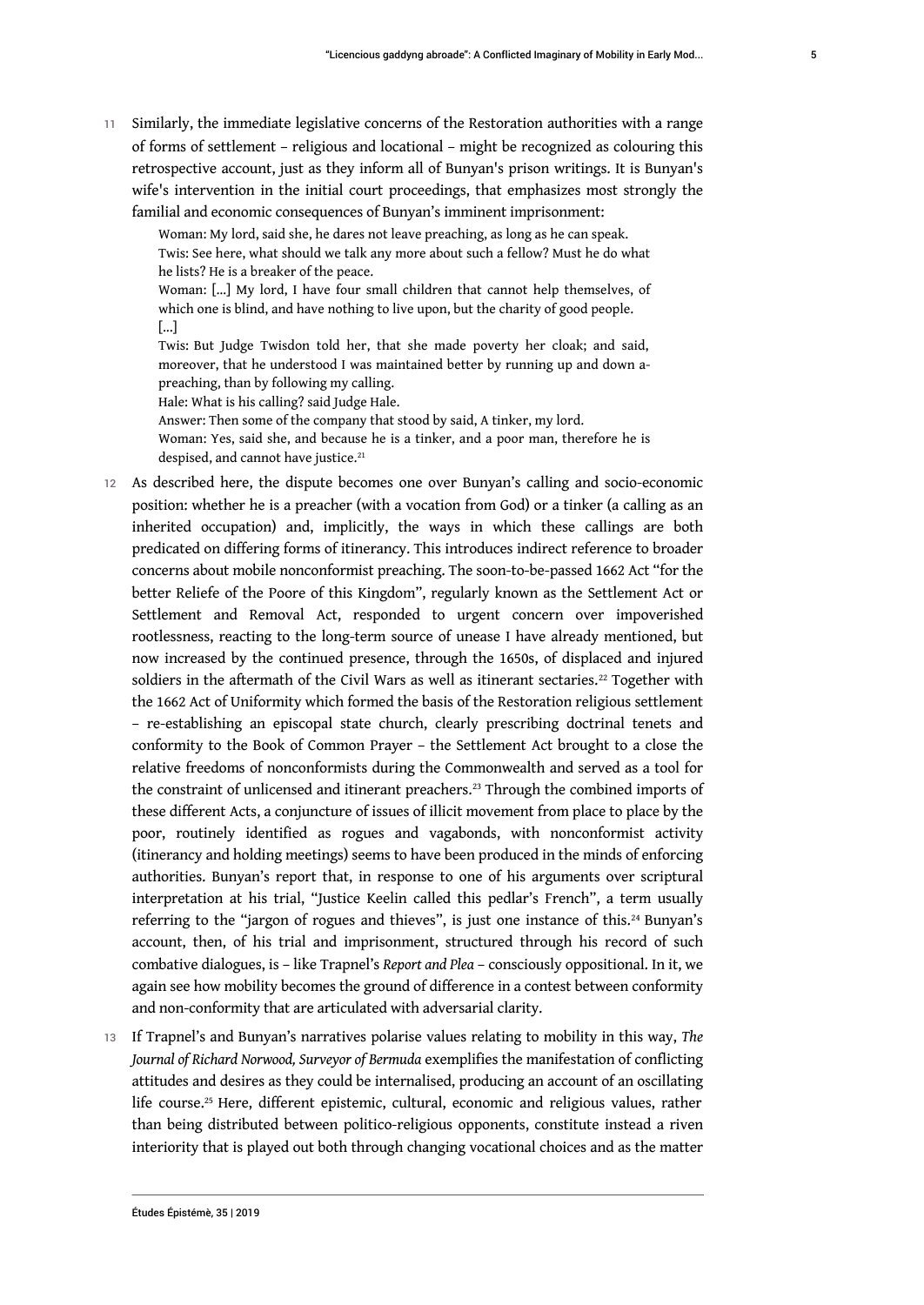11 Similarly, the immediate legislative concerns of the Restoration authorities with a range of forms of settlement – religious and locational – might be recognized as colouring this retrospective account, just as they inform all of Bunyan's prison writings. It is Bunyan's wife's intervention in the initial court proceedings, that emphasizes most strongly the familial and economic consequences of Bunyan's imminent imprisonment:

> Woman: My lord, said she, he dares not leave preaching, as long as he can speak.
> Twis: See here, what should we talk any more about such a fellow? Must he do what he lists? He is a breaker of the peace.
> Woman: [...] My lord, I have four small children that cannot help themselves, of which one is blind, and have nothing to live upon, but the charity of good people.
> [...]
> Twis: But Judge Twisdon told her, that she made poverty her cloak; and said, moreover, that he understood I was maintained better by running up and down a-preaching, than by following my calling.
> Hale: What is his calling? said Judge Hale.
> Answer: Then some of the company that stood by said, A tinker, my lord.
> Woman: Yes, said she, and because he is a tinker, and a poor man, therefore he is despised, and cannot have justice.[21]

12 As described here, the dispute becomes one over Bunyan's calling and socio-economic position: whether he is a preacher (with a vocation from God) or a tinker (a calling as an inherited occupation) and, implicitly, the ways in which these callings are both predicated on differing forms of itinerancy. This introduces indirect reference to broader concerns about mobile nonconformist preaching. The soon-to-be-passed 1662 Act "for the better Reliefe of the Poore of this Kingdom", regularly known as the Settlement Act or Settlement and Removal Act, responded to urgent concern over impoverished rootlessness, reacting to the long-term source of unease I have already mentioned, but now increased by the continued presence, through the 1650s, of displaced and injured soldiers in the aftermath of the Civil Wars as well as itinerant sectaries.[22] Together with the 1662 Act of Uniformity which formed the basis of the Restoration religious settlement – re-establishing an episcopal state church, clearly prescribing doctrinal tenets and conformity to the Book of Common Prayer – the Settlement Act brought to a close the relative freedoms of nonconformists during the Commonwealth and served as a tool for the constraint of unlicensed and itinerant preachers.[23] Through the combined imports of these different Acts, a conjuncture of issues of illicit movement from place to place by the poor, routinely identified as rogues and vagabonds, with nonconformist activity (itinerancy and holding meetings) seems to have been produced in the minds of enforcing authorities. Bunyan's report that, in response to one of his arguments over scriptural interpretation at his trial, "Justice Keelin called this pedlar's French", a term usually referring to the "jargon of rogues and thieves", is just one instance of this.[24] Bunyan's account, then, of his trial and imprisonment, structured through his record of such combative dialogues, is – like Trapnel's *Report and Plea* – consciously oppositional. In it, we again see how mobility becomes the ground of difference in a contest between conformity and non-conformity that are articulated with adversarial clarity.

13 If Trapnel's and Bunyan's narratives polarise values relating to mobility in this way, *The Journal of Richard Norwood, Surveyor of Bermuda* exemplifies the manifestation of conflicting attitudes and desires as they could be internalised, producing an account of an oscillating life course.[25] Here, different epistemic, cultural, economic and religious values, rather than being distributed between politico-religious opponents, constitute instead a riven interiority that is played out both through changing vocational choices and as the matter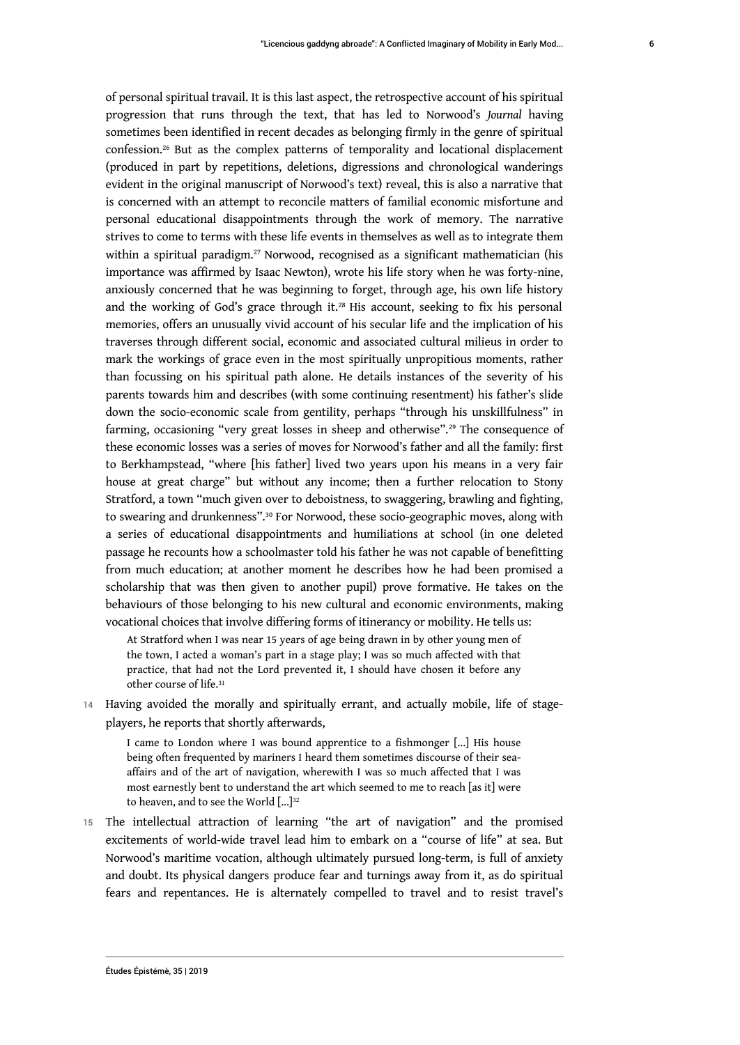of personal spiritual travail. It is this last aspect, the retrospective account of his spiritual progression that runs through the text, that has led to Norwood's *Journal* having sometimes been identified in recent decades as belonging firmly in the genre of spiritual confession.[26] But as the complex patterns of temporality and locational displacement (produced in part by repetitions, deletions, digressions and chronological wanderings evident in the original manuscript of Norwood's text) reveal, this is also a narrative that is concerned with an attempt to reconcile matters of familial economic misfortune and personal educational disappointments through the work of memory. The narrative strives to come to terms with these life events in themselves as well as to integrate them within a spiritual paradigm.[27] Norwood, recognised as a significant mathematician (his importance was affirmed by Isaac Newton), wrote his life story when he was forty-nine, anxiously concerned that he was beginning to forget, through age, his own life history and the working of God's grace through it.[28] His account, seeking to fix his personal memories, offers an unusually vivid account of his secular life and the implication of his traverses through different social, economic and associated cultural milieus in order to mark the workings of grace even in the most spiritually unpropitious moments, rather than focussing on his spiritual path alone. He details instances of the severity of his parents towards him and describes (with some continuing resentment) his father's slide down the socio-economic scale from gentility, perhaps "through his unskillfulness" in farming, occasioning "very great losses in sheep and otherwise".[29] The consequence of these economic losses was a series of moves for Norwood's father and all the family: first to Berkhampstead, "where [his father] lived two years upon his means in a very fair house at great charge" but without any income; then a further relocation to Stony Stratford, a town "much given over to deboistness, to swaggering, brawling and fighting, to swearing and drunkenness".[30] For Norwood, these socio-geographic moves, along with a series of educational disappointments and humiliations at school (in one deleted passage he recounts how a schoolmaster told his father he was not capable of benefitting from much education; at another moment he describes how he had been promised a scholarship that was then given to another pupil) prove formative. He takes on the behaviours of those belonging to his new cultural and economic environments, making vocational choices that involve differing forms of itinerancy or mobility. He tells us:

> At Stratford when I was near 15 years of age being drawn in by other young men of the town, I acted a woman's part in a stage play; I was so much affected with that practice, that had not the Lord prevented it, I should have chosen it before any other course of life.[31]

14 Having avoided the morally and spiritually errant, and actually mobile, life of stage-players, he reports that shortly afterwards,

> I came to London where I was bound apprentice to a fishmonger [...] His house being often frequented by mariners I heard them sometimes discourse of their sea-affairs and of the art of navigation, wherewith I was so much affected that I was most earnestly bent to understand the art which seemed to me to reach [as it] were to heaven, and to see the World [...][32]

15 The intellectual attraction of learning "the art of navigation" and the promised excitements of world-wide travel lead him to embark on a "course of life" at sea. But Norwood's maritime vocation, although ultimately pursued long-term, is full of anxiety and doubt. Its physical dangers produce fear and turnings away from it, as do spiritual fears and repentances. He is alternately compelled to travel and to resist travel's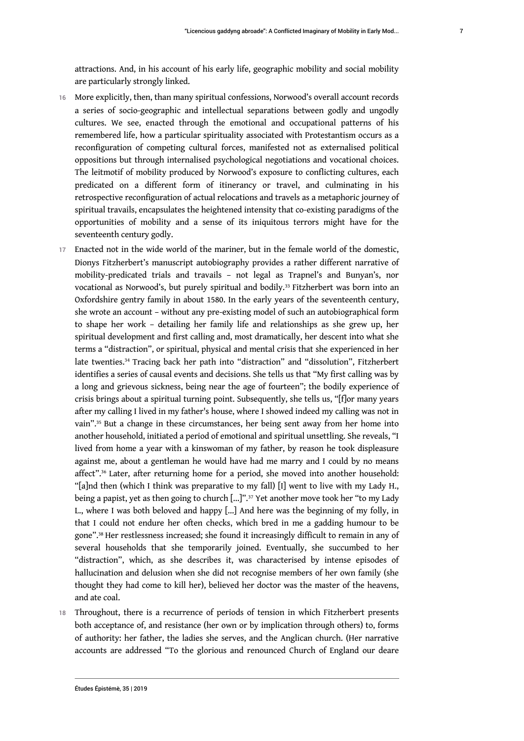attractions. And, in his account of his early life, geographic mobility and social mobility are particularly strongly linked.

16 More explicitly, then, than many spiritual confessions, Norwood's overall account records a series of socio-geographic and intellectual separations between godly and ungodly cultures. We see, enacted through the emotional and occupational patterns of his remembered life, how a particular spirituality associated with Protestantism occurs as a reconfiguration of competing cultural forces, manifested not as externalised political oppositions but through internalised psychological negotiations and vocational choices. The leitmotif of mobility produced by Norwood's exposure to conflicting cultures, each predicated on a different form of itinerancy or travel, and culminating in his retrospective reconfiguration of actual relocations and travels as a metaphoric journey of spiritual travails, encapsulates the heightened intensity that co-existing paradigms of the opportunities of mobility and a sense of its iniquitous terrors might have for the seventeenth century godly.

17 Enacted not in the wide world of the mariner, but in the female world of the domestic, Dionys Fitzherbert's manuscript autobiography provides a rather different narrative of mobility-predicated trials and travails – not legal as Trapnel's and Bunyan's, nor vocational as Norwood's, but purely spiritual and bodily.[33] Fitzherbert was born into an Oxfordshire gentry family in about 1580. In the early years of the seventeenth century, she wrote an account – without any pre-existing model of such an autobiographical form to shape her work – detailing her family life and relationships as she grew up, her spiritual development and first calling and, most dramatically, her descent into what she terms a "distraction", or spiritual, physical and mental crisis that she experienced in her late twenties.[34] Tracing back her path into "distraction" and "dissolution", Fitzherbert identifies a series of causal events and decisions. She tells us that "My first calling was by a long and grievous sickness, being near the age of fourteen"; the bodily experience of crisis brings about a spiritual turning point. Subsequently, she tells us, "[f]or many years after my calling I lived in my father's house, where I showed indeed my calling was not in vain".[35] But a change in these circumstances, her being sent away from her home into another household, initiated a period of emotional and spiritual unsettling. She reveals, "I lived from home a year with a kinswoman of my father, by reason he took displeasure against me, about a gentleman he would have had me marry and I could by no means affect".[36] Later, after returning home for a period, she moved into another household: "[a]nd then (which I think was preparative to my fall) [I] went to live with my Lady H., being a papist, yet as then going to church [...]".[37] Yet another move took her "to my Lady L., where I was both beloved and happy [...] And here was the beginning of my folly, in that I could not endure her often checks, which bred in me a gadding humour to be gone".[38] Her restlessness increased; she found it increasingly difficult to remain in any of several households that she temporarily joined. Eventually, she succumbed to her "distraction", which, as she describes it, was characterised by intense episodes of hallucination and delusion when she did not recognise members of her own family (she thought they had come to kill her), believed her doctor was the master of the heavens, and ate coal.

18 Throughout, there is a recurrence of periods of tension in which Fitzherbert presents both acceptance of, and resistance (her own or by implication through others) to, forms of authority: her father, the ladies she serves, and the Anglican church. (Her narrative accounts are addressed "To the glorious and renounced Church of England our deare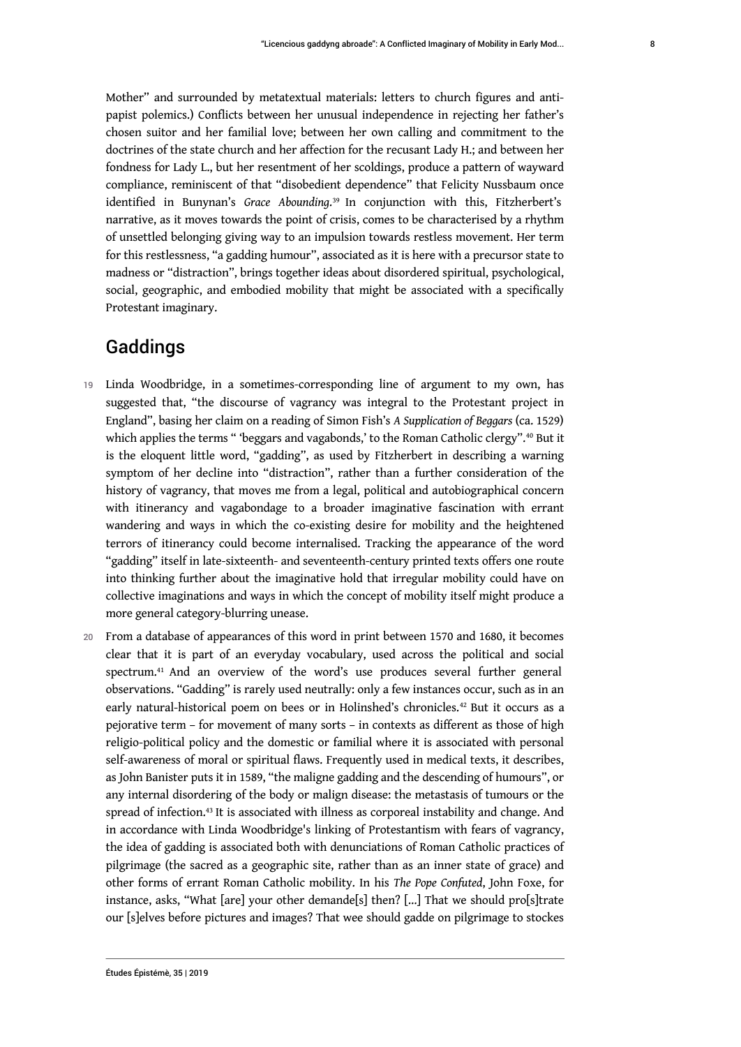Mother" and surrounded by metatextual materials: letters to church figures and anti-papist polemics.) Conflicts between her unusual independence in rejecting her father's chosen suitor and her familial love; between her own calling and commitment to the doctrines of the state church and her affection for the recusant Lady H.; and between her fondness for Lady L., but her resentment of her scoldings, produce a pattern of wayward compliance, reminiscent of that "disobedient dependence" that Felicity Nussbaum once identified in Bunynan's *Grace Abounding*.[39] In conjunction with this, Fitzherbert's narrative, as it moves towards the point of crisis, comes to be characterised by a rhythm of unsettled belonging giving way to an impulsion towards restless movement. Her term for this restlessness, "a gadding humour", associated as it is here with a precursor state to madness or "distraction", brings together ideas about disordered spiritual, psychological, social, geographic, and embodied mobility that might be associated with a specifically Protestant imaginary.

## Gaddings

19 Linda Woodbridge, in a sometimes-corresponding line of argument to my own, has suggested that, "the discourse of vagrancy was integral to the Protestant project in England", basing her claim on a reading of Simon Fish's *A Supplication of Beggars* (ca. 1529) which applies the terms " 'beggars and vagabonds,' to the Roman Catholic clergy".[40] But it is the eloquent little word, "gadding", as used by Fitzherbert in describing a warning symptom of her decline into "distraction", rather than a further consideration of the history of vagrancy, that moves me from a legal, political and autobiographical concern with itinerancy and vagabondage to a broader imaginative fascination with errant wandering and ways in which the co-existing desire for mobility and the heightened terrors of itinerancy could become internalised. Tracking the appearance of the word "gadding" itself in late-sixteenth- and seventeenth-century printed texts offers one route into thinking further about the imaginative hold that irregular mobility could have on collective imaginations and ways in which the concept of mobility itself might produce a more general category-blurring unease.

20 From a database of appearances of this word in print between 1570 and 1680, it becomes clear that it is part of an everyday vocabulary, used across the political and social spectrum.[41] And an overview of the word's use produces several further general observations. "Gadding" is rarely used neutrally: only a few instances occur, such as in an early natural-historical poem on bees or in Holinshed's chronicles.[42] But it occurs as a pejorative term – for movement of many sorts – in contexts as different as those of high religio-political policy and the domestic or familial where it is associated with personal self-awareness of moral or spiritual flaws. Frequently used in medical texts, it describes, as John Banister puts it in 1589, "the maligne gadding and the descending of humours", or any internal disordering of the body or malign disease: the metastasis of tumours or the spread of infection.[43] It is associated with illness as corporeal instability and change. And in accordance with Linda Woodbridge's linking of Protestantism with fears of vagrancy, the idea of gadding is associated both with denunciations of Roman Catholic practices of pilgrimage (the sacred as a geographic site, rather than as an inner state of grace) and other forms of errant Roman Catholic mobility. In his *The Pope Confuted*, John Foxe, for instance, asks, "What [are] your other demande[s] then? [...] That we should pro[s]trate our [s]elves before pictures and images? That wee should gadde on pilgrimage to stockes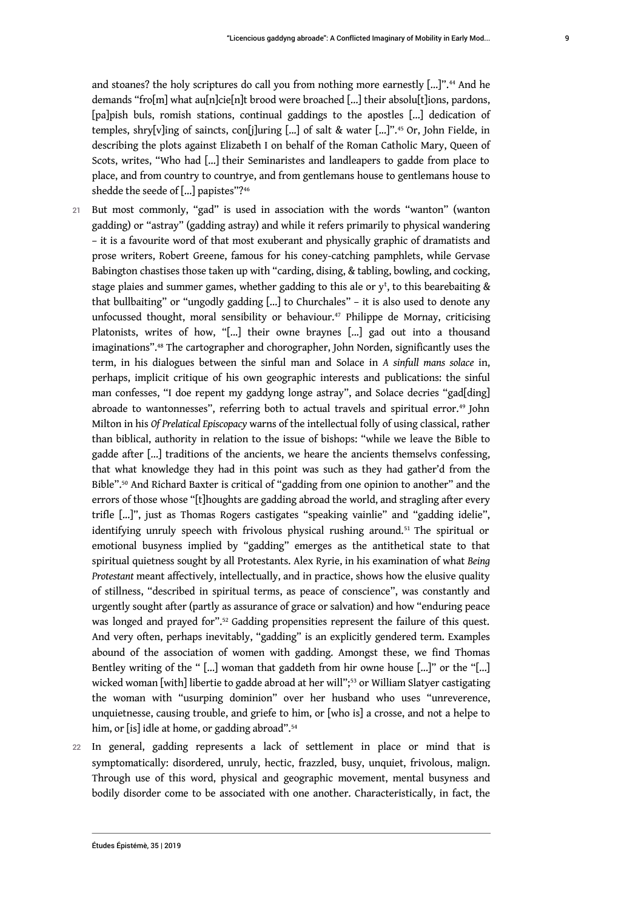and stoanes? the holy scriptures do call you from nothing more earnestly [...]".[44] And he demands "fro[m] what au[n]cie[n]t brood were broached [...] their absolu[t]ions, pardons, [pa]pish buls, romish stations, continual gaddings to the apostles [...] dedication of temples, shry[v]ing of saincts, con[j]uring [...] of salt & water [...]".[45] Or, John Fielde, in describing the plots against Elizabeth I on behalf of the Roman Catholic Mary, Queen of Scots, writes, "Who had [...] their Seminaristes and landleapers to gadde from place to place, and from country to countrye, and from gentlemans house to gentlemans house to shedde the seede of [...] papistes"?[46]

21 But most commonly, "gad" is used in association with the words "wanton" (wanton gadding) or "astray" (gadding astray) and while it refers primarily to physical wandering – it is a favourite word of that most exuberant and physically graphic of dramatists and prose writers, Robert Greene, famous for his coney-catching pamphlets, while Gervase Babington chastises those taken up with "carding, dising, & tabling, bowling, and cocking, stage plaies and summer games, whether gadding to this ale or y^t^, to this bearebaiting & that bullbaiting" or "ungodly gadding [...] to Churchales" – it is also used to denote any unfocussed thought, moral sensibility or behaviour.[47] Philippe de Mornay, criticising Platonists, writes of how, "[...] their owne braynes [...] gad out into a thousand imaginations".[48] The cartographer and chorographer, John Norden, significantly uses the term, in his dialogues between the sinful man and Solace in *A sinfull mans solace* in, perhaps, implicit critique of his own geographic interests and publications: the sinful man confesses, "I doe repent my gaddyng longe astray", and Solace decries "gad[ding] abroade to wantonnesses", referring both to actual travels and spiritual error.[49] John Milton in his *Of Prelatical Episcopacy* warns of the intellectual folly of using classical, rather than biblical, authority in relation to the issue of bishops: "while we leave the Bible to gadde after [...] traditions of the ancients, we heare the ancients themselvs confessing, that what knowledge they had in this point was such as they had gather'd from the Bible".[50] And Richard Baxter is critical of "gadding from one opinion to another" and the errors of those whose "[t]houghts are gadding abroad the world, and stragling after every trifle [...]", just as Thomas Rogers castigates "speaking vainlie" and "gadding idelie", identifying unruly speech with frivolous physical rushing around.[51] The spiritual or emotional busyness implied by "gadding" emerges as the antithetical state to that spiritual quietness sought by all Protestants. Alex Ryrie, in his examination of what *Being Protestant* meant affectively, intellectually, and in practice, shows how the elusive quality of stillness, "described in spiritual terms, as peace of conscience", was constantly and urgently sought after (partly as assurance of grace or salvation) and how "enduring peace was longed and prayed for".[52] Gadding propensities represent the failure of this quest. And very often, perhaps inevitably, "gadding" is an explicitly gendered term. Examples abound of the association of women with gadding. Amongst these, we find Thomas Bentley writing of the " [...] woman that gaddeth from hir owne house [...]" or the "[...] wicked woman [with] libertie to gadde abroad at her will";[53] or William Slatyer castigating the woman with "usurping dominion" over her husband who uses "unreverence, unquietnesse, causing trouble, and griefe to him, or [who is] a crosse, and not a helpe to him, or [is] idle at home, or gadding abroad".[54]

22 In general, gadding represents a lack of settlement in place or mind that is symptomatically: disordered, unruly, hectic, frazzled, busy, unquiet, frivolous, malign. Through use of this word, physical and geographic movement, mental busyness and bodily disorder come to be associated with one another. Characteristically, in fact, the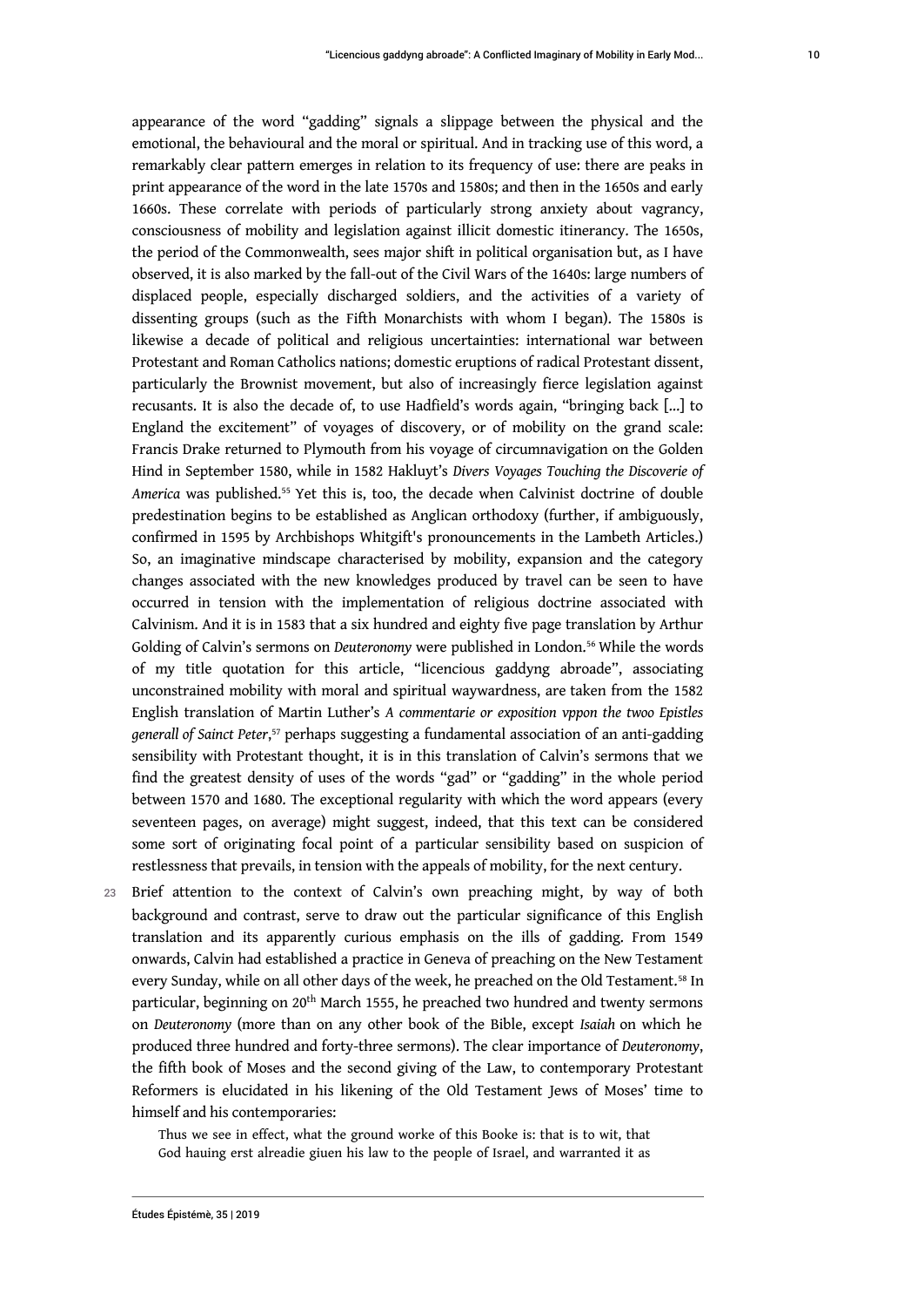appearance of the word "gadding" signals a slippage between the physical and the emotional, the behavioural and the moral or spiritual. And in tracking use of this word, a remarkably clear pattern emerges in relation to its frequency of use: there are peaks in print appearance of the word in the late 1570s and 1580s; and then in the 1650s and early 1660s. These correlate with periods of particularly strong anxiety about vagrancy, consciousness of mobility and legislation against illicit domestic itinerancy. The 1650s, the period of the Commonwealth, sees major shift in political organisation but, as I have observed, it is also marked by the fall-out of the Civil Wars of the 1640s: large numbers of displaced people, especially discharged soldiers, and the activities of a variety of dissenting groups (such as the Fifth Monarchists with whom I began). The 1580s is likewise a decade of political and religious uncertainties: international war between Protestant and Roman Catholics nations; domestic eruptions of radical Protestant dissent, particularly the Brownist movement, but also of increasingly fierce legislation against recusants. It is also the decade of, to use Hadfield's words again, "bringing back [...] to England the excitement" of voyages of discovery, or of mobility on the grand scale: Francis Drake returned to Plymouth from his voyage of circumnavigation on the Golden Hind in September 1580, while in 1582 Hakluyt's *Divers Voyages Touching the Discoverie of America* was published.[55] Yet this is, too, the decade when Calvinist doctrine of double predestination begins to be established as Anglican orthodoxy (further, if ambiguously, confirmed in 1595 by Archbishops Whitgift's pronouncements in the Lambeth Articles.) So, an imaginative mindscape characterised by mobility, expansion and the category changes associated with the new knowledges produced by travel can be seen to have occurred in tension with the implementation of religious doctrine associated with Calvinism. And it is in 1583 that a six hundred and eighty five page translation by Arthur Golding of Calvin's sermons on *Deuteronomy* were published in London.[56] While the words of my title quotation for this article, "licencious gaddyng abroade", associating unconstrained mobility with moral and spiritual waywardness, are taken from the 1582 English translation of Martin Luther's *A commentarie or exposition vppon the twoo Epistles generall of Sainct Peter*,[57] perhaps suggesting a fundamental association of an anti-gadding sensibility with Protestant thought, it is in this translation of Calvin's sermons that we find the greatest density of uses of the words "gad" or "gadding" in the whole period between 1570 and 1680. The exceptional regularity with which the word appears (every seventeen pages, on average) might suggest, indeed, that this text can be considered some sort of originating focal point of a particular sensibility based on suspicion of restlessness that prevails, in tension with the appeals of mobility, for the next century.

23 Brief attention to the context of Calvin's own preaching might, by way of both background and contrast, serve to draw out the particular significance of this English translation and its apparently curious emphasis on the ills of gadding. From 1549 onwards, Calvin had established a practice in Geneva of preaching on the New Testament every Sunday, while on all other days of the week, he preached on the Old Testament.[58] In particular, beginning on 20th March 1555, he preached two hundred and twenty sermons on *Deuteronomy* (more than on any other book of the Bible, except *Isaiah* on which he produced three hundred and forty-three sermons). The clear importance of *Deuteronomy*, the fifth book of Moses and the second giving of the Law, to contemporary Protestant Reformers is elucidated in his likening of the Old Testament Jews of Moses' time to himself and his contemporaries:

> Thus we see in effect, what the ground worke of this Booke is: that is to wit, that God hauing erst alreadie giuen his law to the people of Israel, and warranted it as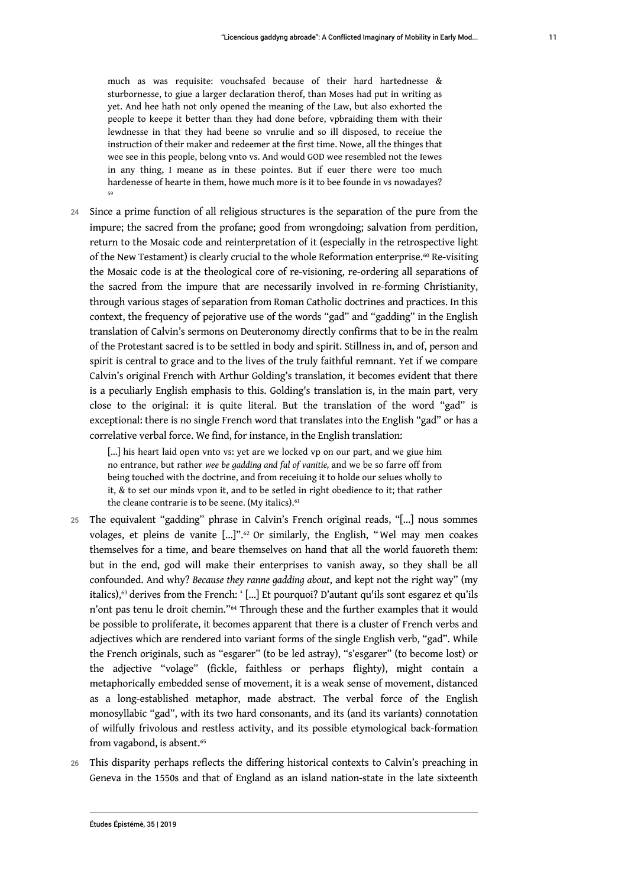> much as was requisite: vouchsafed because of their hard hartednesse & sturbornesse, to giue a larger declaration therof, than Moses had put in writing as yet. And hee hath not only opened the meaning of the Law, but also exhorted the people to keepe it better than they had done before, vpbraiding them with their lewdnesse in that they had beene so vnrulie and so ill disposed, to receiue the instruction of their maker and redeemer at the first time. Nowe, all the thinges that wee see in this people, belong vnto vs. And would GOD wee resembled not the Iewes in any thing, I meane as in these pointes. But if euer there were too much hardenesse of hearte in them, howe much more is it to bee founde in vs nowadayes? [59]

24 Since a prime function of all religious structures is the separation of the pure from the impure; the sacred from the profane; good from wrongdoing; salvation from perdition, return to the Mosaic code and reinterpretation of it (especially in the retrospective light of the New Testament) is clearly crucial to the whole Reformation enterprise.[60] Re-visiting the Mosaic code is at the theological core of re-visioning, re-ordering all separations of the sacred from the impure that are necessarily involved in re-forming Christianity, through various stages of separation from Roman Catholic doctrines and practices. In this context, the frequency of pejorative use of the words "gad" and "gadding" in the English translation of Calvin's sermons on Deuteronomy directly confirms that to be in the realm of the Protestant sacred is to be settled in body and spirit. Stillness in, and of, person and spirit is central to grace and to the lives of the truly faithful remnant. Yet if we compare Calvin's original French with Arthur Golding's translation, it becomes evident that there is a peculiarly English emphasis to this. Golding's translation is, in the main part, very close to the original: it is quite literal. But the translation of the word "gad" is exceptional: there is no single French word that translates into the English "gad" or has a correlative verbal force. We find, for instance, in the English translation:

> [...] his heart laid open vnto vs: yet are we locked vp on our part, and we giue him no entrance, but rather *wee be gadding and ful of vanitie,* and we be so farre off from being touched with the doctrine, and from receiuing it to holde our selues wholly to it, & to set our minds vpon it, and to be setled in right obedience to it; that rather the cleane contrarie is to be seene. (My italics).[61]

25 The equivalent "gadding" phrase in Calvin's French original reads, "[...] nous sommes volages, et pleins de vanite [...]".[62] Or similarly, the English, "Wel may men coakes themselves for a time, and beare themselves on hand that all the world fauoreth them: but in the end, god will make their enterprises to vanish away, so they shall be all confounded. And why? *Because they ranne gadding about*, and kept not the right way" (my italics),[63] derives from the French: ' [...] Et pourquoi? D'autant qu'ils sont esgarez et qu'ils n'ont pas tenu le droit chemin."[64] Through these and the further examples that it would be possible to proliferate, it becomes apparent that there is a cluster of French verbs and adjectives which are rendered into variant forms of the single English verb, "gad". While the French originals, such as "esgarer" (to be led astray), "s'esgarer" (to become lost) or the adjective "volage" (fickle, faithless or perhaps flighty), might contain a metaphorically embedded sense of movement, it is a weak sense of movement, distanced as a long-established metaphor, made abstract. The verbal force of the English monosyllabic "gad", with its two hard consonants, and its (and its variants) connotation of wilfully frivolous and restless activity, and its possible etymological back-formation from vagabond, is absent.[65]

26 This disparity perhaps reflects the differing historical contexts to Calvin's preaching in Geneva in the 1550s and that of England as an island nation-state in the late sixteenth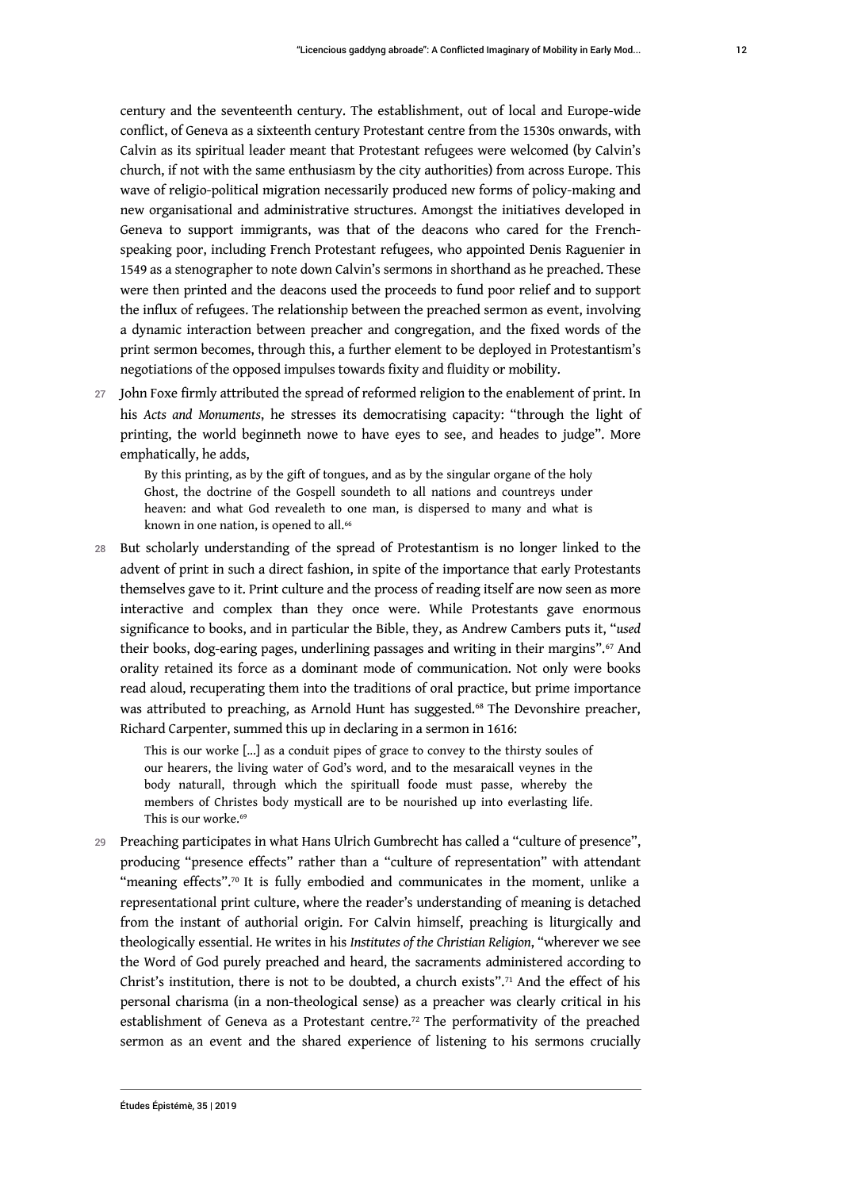century and the seventeenth century. The establishment, out of local and Europe-wide conflict, of Geneva as a sixteenth century Protestant centre from the 1530s onwards, with Calvin as its spiritual leader meant that Protestant refugees were welcomed (by Calvin's church, if not with the same enthusiasm by the city authorities) from across Europe. This wave of religio-political migration necessarily produced new forms of policy-making and new organisational and administrative structures. Amongst the initiatives developed in Geneva to support immigrants, was that of the deacons who cared for the French-speaking poor, including French Protestant refugees, who appointed Denis Raguenier in 1549 as a stenographer to note down Calvin's sermons in shorthand as he preached. These were then printed and the deacons used the proceeds to fund poor relief and to support the influx of refugees. The relationship between the preached sermon as event, involving a dynamic interaction between preacher and congregation, and the fixed words of the print sermon becomes, through this, a further element to be deployed in Protestantism's negotiations of the opposed impulses towards fixity and fluidity or mobility.

27 John Foxe firmly attributed the spread of reformed religion to the enablement of print. In his *Acts and Monuments*, he stresses its democratising capacity: "through the light of printing, the world beginneth nowe to have eyes to see, and heades to judge". More emphatically, he adds,

> By this printing, as by the gift of tongues, and as by the singular organe of the holy Ghost, the doctrine of the Gospell soundeth to all nations and countreys under heaven: and what God revealeth to one man, is dispersed to many and what is known in one nation, is opened to all.[66]

28 But scholarly understanding of the spread of Protestantism is no longer linked to the advent of print in such a direct fashion, in spite of the importance that early Protestants themselves gave to it. Print culture and the process of reading itself are now seen as more interactive and complex than they once were. While Protestants gave enormous significance to books, and in particular the Bible, they, as Andrew Cambers puts it, "*used* their books, dog-earing pages, underlining passages and writing in their margins".[67] And orality retained its force as a dominant mode of communication. Not only were books read aloud, recuperating them into the traditions of oral practice, but prime importance was attributed to preaching, as Arnold Hunt has suggested.[68] The Devonshire preacher, Richard Carpenter, summed this up in declaring in a sermon in 1616:

> This is our worke [...] as a conduit pipes of grace to convey to the thirsty soules of our hearers, the living water of God's word, and to the mesaraicall veynes in the body naturall, through which the spirituall foode must passe, whereby the members of Christes body mysticall are to be nourished up into everlasting life. This is our worke.[69]

29 Preaching participates in what Hans Ulrich Gumbrecht has called a "culture of presence", producing "presence effects" rather than a "culture of representation" with attendant "meaning effects".[70] It is fully embodied and communicates in the moment, unlike a representational print culture, where the reader's understanding of meaning is detached from the instant of authorial origin. For Calvin himself, preaching is liturgically and theologically essential. He writes in his *Institutes of the Christian Religion*, "wherever we see the Word of God purely preached and heard, the sacraments administered according to Christ's institution, there is not to be doubted, a church exists".[71] And the effect of his personal charisma (in a non-theological sense) as a preacher was clearly critical in his establishment of Geneva as a Protestant centre.[72] The performativity of the preached sermon as an event and the shared experience of listening to his sermons crucially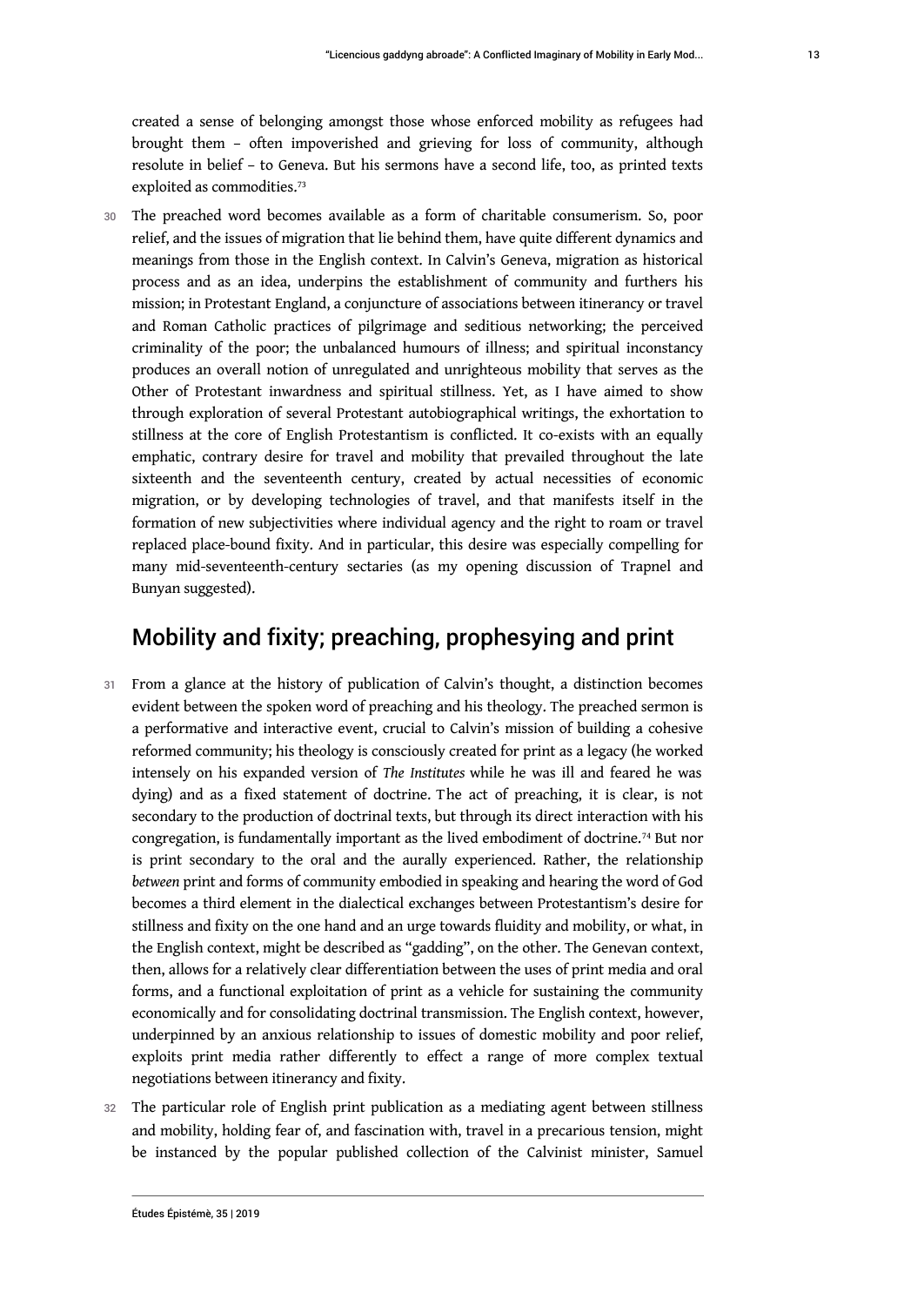created a sense of belonging amongst those whose enforced mobility as refugees had brought them – often impoverished and grieving for loss of community, although resolute in belief – to Geneva. But his sermons have a second life, too, as printed texts exploited as commodities.[73]

30 The preached word becomes available as a form of charitable consumerism. So, poor relief, and the issues of migration that lie behind them, have quite different dynamics and meanings from those in the English context. In Calvin's Geneva, migration as historical process and as an idea, underpins the establishment of community and furthers his mission; in Protestant England, a conjuncture of associations between itinerancy or travel and Roman Catholic practices of pilgrimage and seditious networking; the perceived criminality of the poor; the unbalanced humours of illness; and spiritual inconstancy produces an overall notion of unregulated and unrighteous mobility that serves as the Other of Protestant inwardness and spiritual stillness. Yet, as I have aimed to show through exploration of several Protestant autobiographical writings, the exhortation to stillness at the core of English Protestantism is conflicted. It co-exists with an equally emphatic, contrary desire for travel and mobility that prevailed throughout the late sixteenth and the seventeenth century, created by actual necessities of economic migration, or by developing technologies of travel, and that manifests itself in the formation of new subjectivities where individual agency and the right to roam or travel replaced place-bound fixity. And in particular, this desire was especially compelling for many mid-seventeenth-century sectaries (as my opening discussion of Trapnel and Bunyan suggested).

## Mobility and fixity; preaching, prophesying and print

31 From a glance at the history of publication of Calvin's thought, a distinction becomes evident between the spoken word of preaching and his theology. The preached sermon is a performative and interactive event, crucial to Calvin's mission of building a cohesive reformed community; his theology is consciously created for print as a legacy (he worked intensely on his expanded version of *The Institutes* while he was ill and feared he was dying) and as a fixed statement of doctrine. The act of preaching, it is clear, is not secondary to the production of doctrinal texts, but through its direct interaction with his congregation, is fundamentally important as the lived embodiment of doctrine.[74] But nor is print secondary to the oral and the aurally experienced. Rather, the relationship *between* print and forms of community embodied in speaking and hearing the word of God becomes a third element in the dialectical exchanges between Protestantism's desire for stillness and fixity on the one hand and an urge towards fluidity and mobility, or what, in the English context, might be described as "gadding", on the other. The Genevan context, then, allows for a relatively clear differentiation between the uses of print media and oral forms, and a functional exploitation of print as a vehicle for sustaining the community economically and for consolidating doctrinal transmission. The English context, however, underpinned by an anxious relationship to issues of domestic mobility and poor relief, exploits print media rather differently to effect a range of more complex textual negotiations between itinerancy and fixity.

32 The particular role of English print publication as a mediating agent between stillness and mobility, holding fear of, and fascination with, travel in a precarious tension, might be instanced by the popular published collection of the Calvinist minister, Samuel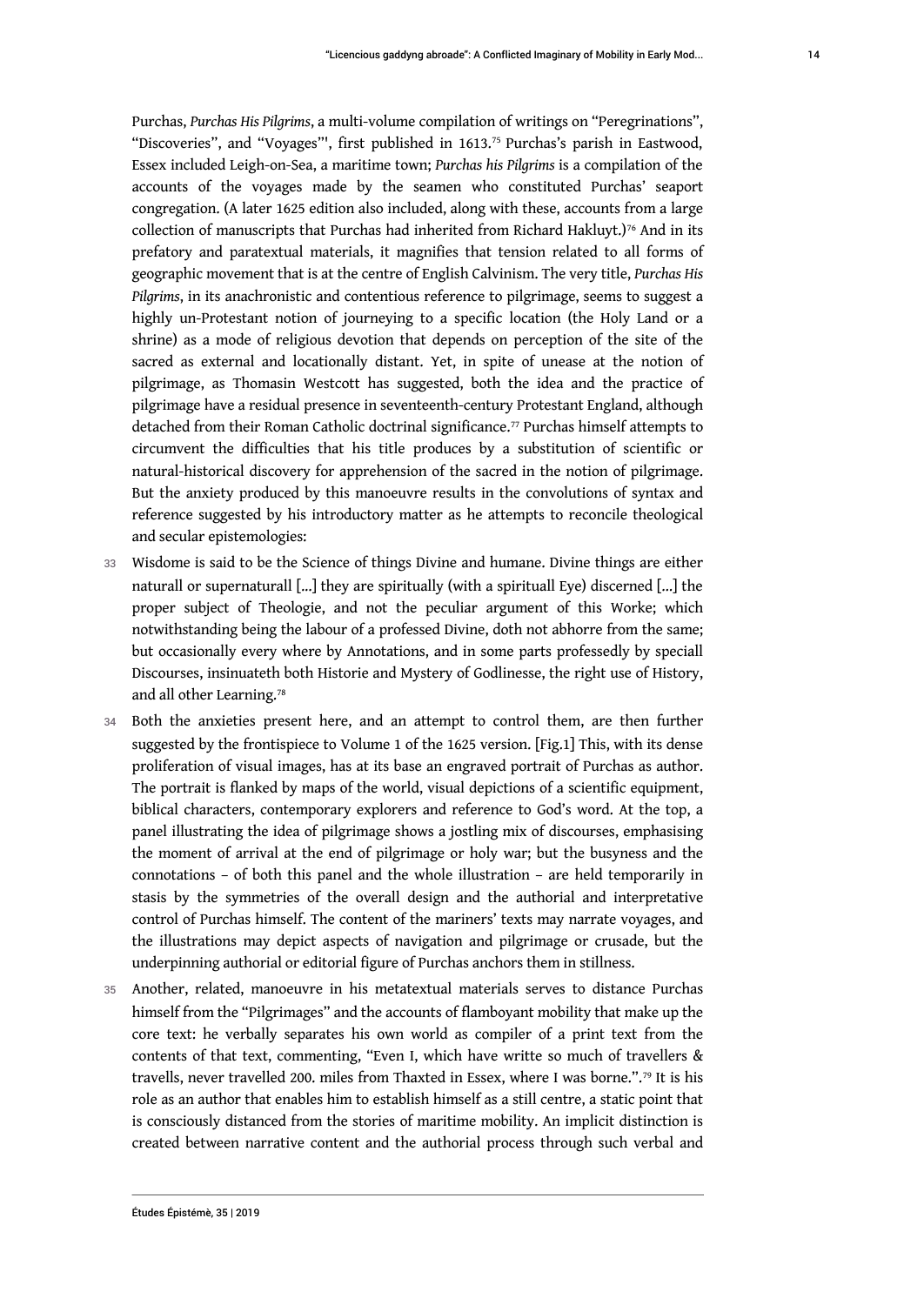Purchas, *Purchas His Pilgrims*, a multi-volume compilation of writings on "Peregrinations", "Discoveries", and "Voyages"', first published in 1613.[75] Purchas's parish in Eastwood, Essex included Leigh-on-Sea, a maritime town; *Purchas his Pilgrims* is a compilation of the accounts of the voyages made by the seamen who constituted Purchas' seaport congregation. (A later 1625 edition also included, along with these, accounts from a large collection of manuscripts that Purchas had inherited from Richard Hakluyt.)[76] And in its prefatory and paratextual materials, it magnifies that tension related to all forms of geographic movement that is at the centre of English Calvinism. The very title, *Purchas His Pilgrims*, in its anachronistic and contentious reference to pilgrimage, seems to suggest a highly un-Protestant notion of journeying to a specific location (the Holy Land or a shrine) as a mode of religious devotion that depends on perception of the site of the sacred as external and locationally distant. Yet, in spite of unease at the notion of pilgrimage, as Thomasin Westcott has suggested, both the idea and the practice of pilgrimage have a residual presence in seventeenth-century Protestant England, although detached from their Roman Catholic doctrinal significance.[77] Purchas himself attempts to circumvent the difficulties that his title produces by a substitution of scientific or natural-historical discovery for apprehension of the sacred in the notion of pilgrimage. But the anxiety produced by this manoeuvre results in the convolutions of syntax and reference suggested by his introductory matter as he attempts to reconcile theological and secular epistemologies:

33 Wisdome is said to be the Science of things Divine and humane. Divine things are either naturall or supernaturall [...] they are spiritually (with a spirituall Eye) discerned [...] the proper subject of Theologie, and not the peculiar argument of this Worke; which notwithstanding being the labour of a professed Divine, doth not abhorre from the same; but occasionally every where by Annotations, and in some parts professedly by speciall Discourses, insinuateth both Historie and Mystery of Godlinesse, the right use of History, and all other Learning.[78]

34 Both the anxieties present here, and an attempt to control them, are then further suggested by the frontispiece to Volume 1 of the 1625 version. [Fig.1] This, with its dense proliferation of visual images, has at its base an engraved portrait of Purchas as author. The portrait is flanked by maps of the world, visual depictions of a scientific equipment, biblical characters, contemporary explorers and reference to God's word. At the top, a panel illustrating the idea of pilgrimage shows a jostling mix of discourses, emphasising the moment of arrival at the end of pilgrimage or holy war; but the busyness and the connotations – of both this panel and the whole illustration – are held temporarily in stasis by the symmetries of the overall design and the authorial and interpretative control of Purchas himself. The content of the mariners' texts may narrate voyages, and the illustrations may depict aspects of navigation and pilgrimage or crusade, but the underpinning authorial or editorial figure of Purchas anchors them in stillness.

35 Another, related, manoeuvre in his metatextual materials serves to distance Purchas himself from the "Pilgrimages" and the accounts of flamboyant mobility that make up the core text: he verbally separates his own world as compiler of a print text from the contents of that text, commenting, "Even I, which have writte so much of travellers & travells, never travelled 200. miles from Thaxted in Essex, where I was borne.".[79] It is his role as an author that enables him to establish himself as a still centre, a static point that is consciously distanced from the stories of maritime mobility. An implicit distinction is created between narrative content and the authorial process through such verbal and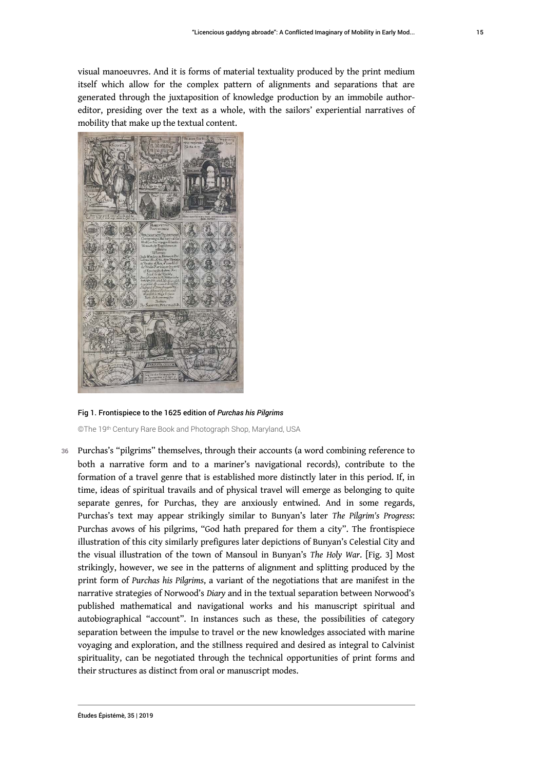visual manoeuvres. And it is forms of material textuality produced by the print medium itself which allow for the complex pattern of alignments and separations that are generated through the juxtaposition of knowledge production by an immobile author-editor, presiding over the text as a whole, with the sailors' experiential narratives of mobility that make up the textual content.

Fig 1. Frontispiece to the 1625 edition of *Purchas his Pilgrims*

©The 19th Century Rare Book and Photograph Shop, Maryland, USA

36 Purchas's "pilgrims" themselves, through their accounts (a word combining reference to both a narrative form and to a mariner's navigational records), contribute to the formation of a travel genre that is established more distinctly later in this period. If, in time, ideas of spiritual travails and of physical travel will emerge as belonging to quite separate genres, for Purchas, they are anxiously entwined. And in some regards, Purchas's text may appear strikingly similar to Bunyan's later *The Pilgrim's Progress*: Purchas avows of his pilgrims, "God hath prepared for them a city". The frontispiece illustration of this city similarly prefigures later depictions of Bunyan's Celestial City and the visual illustration of the town of Mansoul in Bunyan's *The Holy War*. [Fig. 3] Most strikingly, however, we see in the patterns of alignment and splitting produced by the print form of *Purchas his Pilgrims*, a variant of the negotiations that are manifest in the narrative strategies of Norwood's *Diary* and in the textual separation between Norwood's published mathematical and navigational works and his manuscript spiritual and autobiographical "account". In instances such as these, the possibilities of category separation between the impulse to travel or the new knowledges associated with marine voyaging and exploration, and the stillness required and desired as integral to Calvinist spirituality, can be negotiated through the technical opportunities of print forms and their structures as distinct from oral or manuscript modes.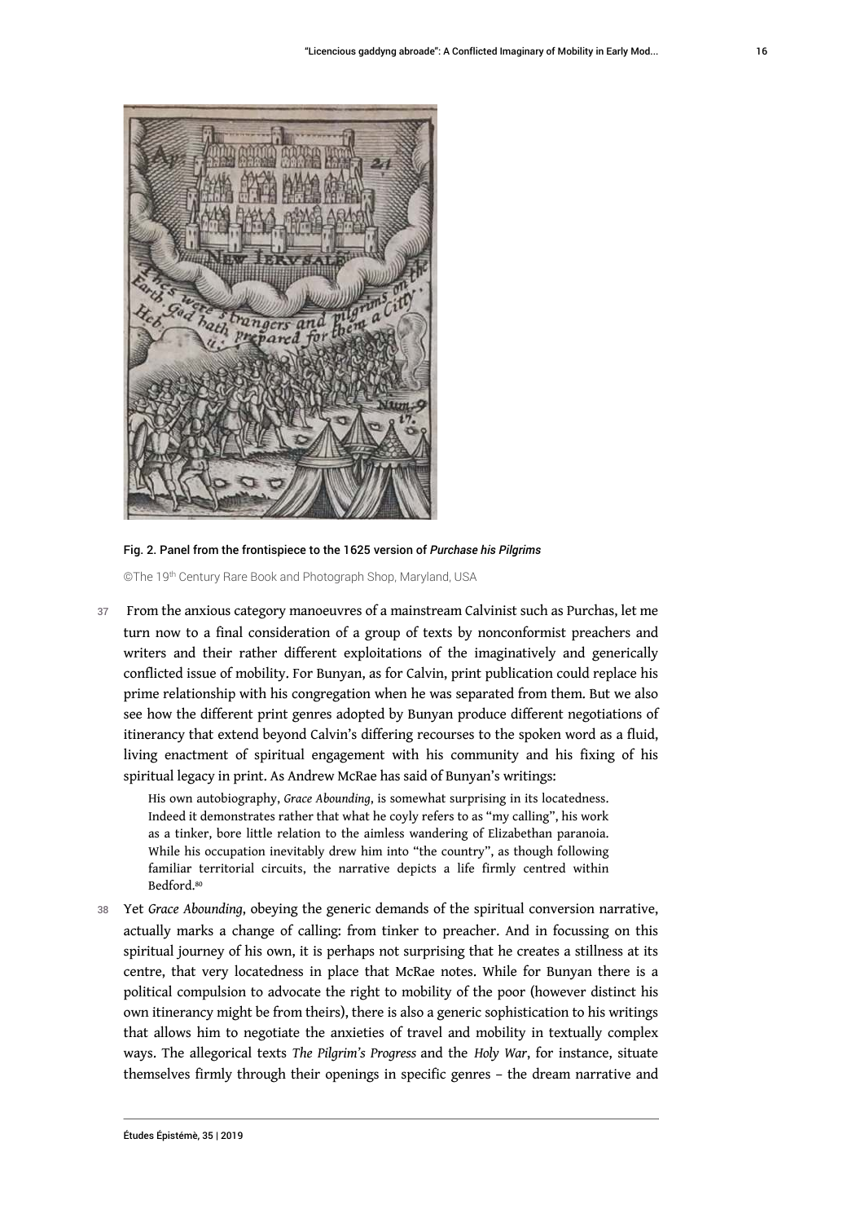Fig. 2. Panel from the frontispiece to the 1625 version of *Purchase his Pilgrims*

©The 19th Century Rare Book and Photograph Shop, Maryland, USA

37 From the anxious category manoeuvres of a mainstream Calvinist such as Purchas, let me turn now to a final consideration of a group of texts by nonconformist preachers and writers and their rather different exploitations of the imaginatively and generically conflicted issue of mobility. For Bunyan, as for Calvin, print publication could replace his prime relationship with his congregation when he was separated from them. But we also see how the different print genres adopted by Bunyan produce different negotiations of itinerancy that extend beyond Calvin's differing recourses to the spoken word as a fluid, living enactment of spiritual engagement with his community and his fixing of his spiritual legacy in print. As Andrew McRae has said of Bunyan's writings:

> His own autobiography, *Grace Abounding*, is somewhat surprising in its locatedness. Indeed it demonstrates rather that what he coyly refers to as "my calling", his work as a tinker, bore little relation to the aimless wandering of Elizabethan paranoia. While his occupation inevitably drew him into "the country", as though following familiar territorial circuits, the narrative depicts a life firmly centred within Bedford.[80]

38 Yet *Grace Abounding*, obeying the generic demands of the spiritual conversion narrative, actually marks a change of calling: from tinker to preacher. And in focussing on this spiritual journey of his own, it is perhaps not surprising that he creates a stillness at its centre, that very locatedness in place that McRae notes. While for Bunyan there is a political compulsion to advocate the right to mobility of the poor (however distinct his own itinerancy might be from theirs), there is also a generic sophistication to his writings that allows him to negotiate the anxieties of travel and mobility in textually complex ways. The allegorical texts *The Pilgrim's Progress* and the *Holy War*, for instance, situate themselves firmly through their openings in specific genres – the dream narrative and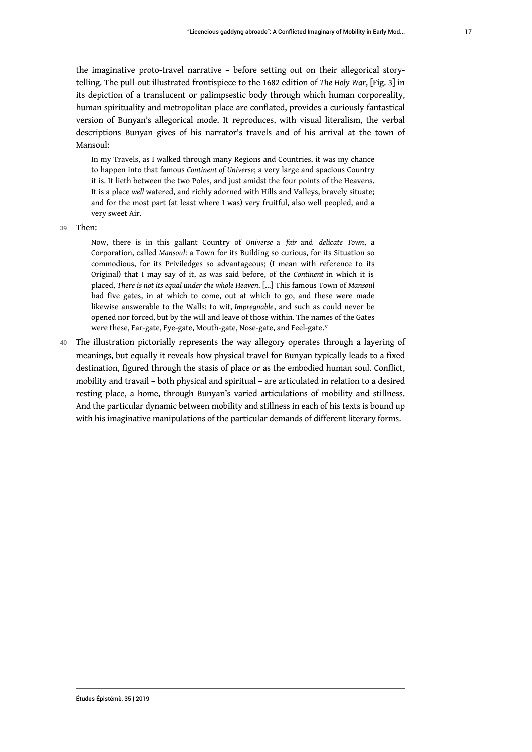the imaginative proto-travel narrative – before setting out on their allegorical storytelling. The pull-out illustrated frontispiece to the 1682 edition of *The Holy War*, [Fig. 3] in its depiction of a translucent or palimpsestic body through which human corporeality, human spirituality and metropolitan place are conflated, provides a curiously fantastical version of Bunyan's allegorical mode. It reproduces, with visual literalism, the verbal descriptions Bunyan gives of his narrator's travels and of his arrival at the town of Mansoul:

> In my Travels, as I walked through many Regions and Countries, it was my chance to happen into that famous *Continent of Universe*; a very large and spacious Country it is. It lieth between the two Poles, and just amidst the four points of the Heavens. It is a place *well* watered, and richly adorned with Hills and Valleys, bravely situate; and for the most part (at least where I was) very fruitful, also well peopled, and a very sweet Air.

39 Then:

> Now, there is in this gallant Country of *Universe* a *fair* and *delicate Town*, a Corporation, called *Mansoul*: a Town for its Building so curious, for its Situation so commodious, for its Priviledges so advantageous; (I mean with reference to its Original) that I may say of it, as was said before, of the *Continent* in which it is placed, *There is not its equal under the whole Heaven*. [...] This famous Town of *Mansoul* had five gates, in at which to come, out at which to go, and these were made likewise answerable to the Walls: to wit, *Impregnable*, and such as could never be opened nor forced, but by the will and leave of those within. The names of the Gates were these, Ear-gate, Eye-gate, Mouth-gate, Nose-gate, and Feel-gate.[81]

40 The illustration pictorially represents the way allegory operates through a layering of meanings, but equally it reveals how physical travel for Bunyan typically leads to a fixed destination, figured through the stasis of place or as the embodied human soul. Conflict, mobility and travail – both physical and spiritual – are articulated in relation to a desired resting place, a home, through Bunyan's varied articulations of mobility and stillness. And the particular dynamic between mobility and stillness in each of his texts is bound up with his imaginative manipulations of the particular demands of different literary forms.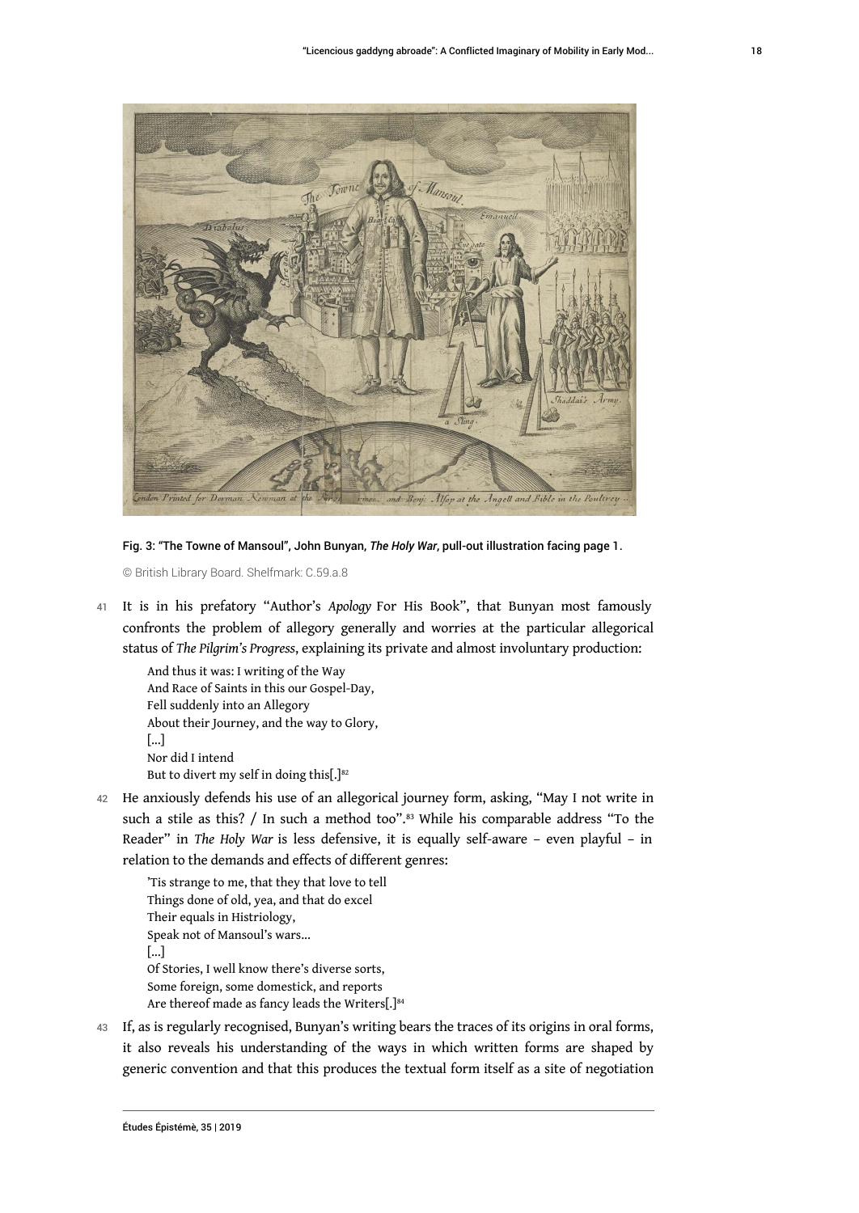Fig. 3: "The Towne of Mansoul", John Bunyan, *The Holy War*, pull-out illustration facing page 1.

© British Library Board. Shelfmark: C.59.a.8

41 It is in his prefatory "Author's *Apology* For His Book", that Bunyan most famously confronts the problem of allegory generally and worries at the particular allegorical status of *The Pilgrim's Progress*, explaining its private and almost involuntary production:

> And thus it was: I writing of the Way
> And Race of Saints in this our Gospel-Day,
> Fell suddenly into an Allegory
> About their Journey, and the way to Glory,
> [...]
> Nor did I intend
> But to divert my self in doing this[.][82]

42 He anxiously defends his use of an allegorical journey form, asking, "May I not write in such a stile as this? / In such a method too".[83] While his comparable address "To the Reader" in *The Holy War* is less defensive, it is equally self-aware – even playful – in relation to the demands and effects of different genres:

> 'Tis strange to me, that they that love to tell
> Things done of old, yea, and that do excel
> Their equals in Histriology,
> Speak not of Mansoul's wars...
> [...]
> Of Stories, I well know there's diverse sorts,
> Some foreign, some domestick, and reports
> Are thereof made as fancy leads the Writers[.][84]

43 If, as is regularly recognised, Bunyan's writing bears the traces of its origins in oral forms, it also reveals his understanding of the ways in which written forms are shaped by generic convention and that this produces the textual form itself as a site of negotiation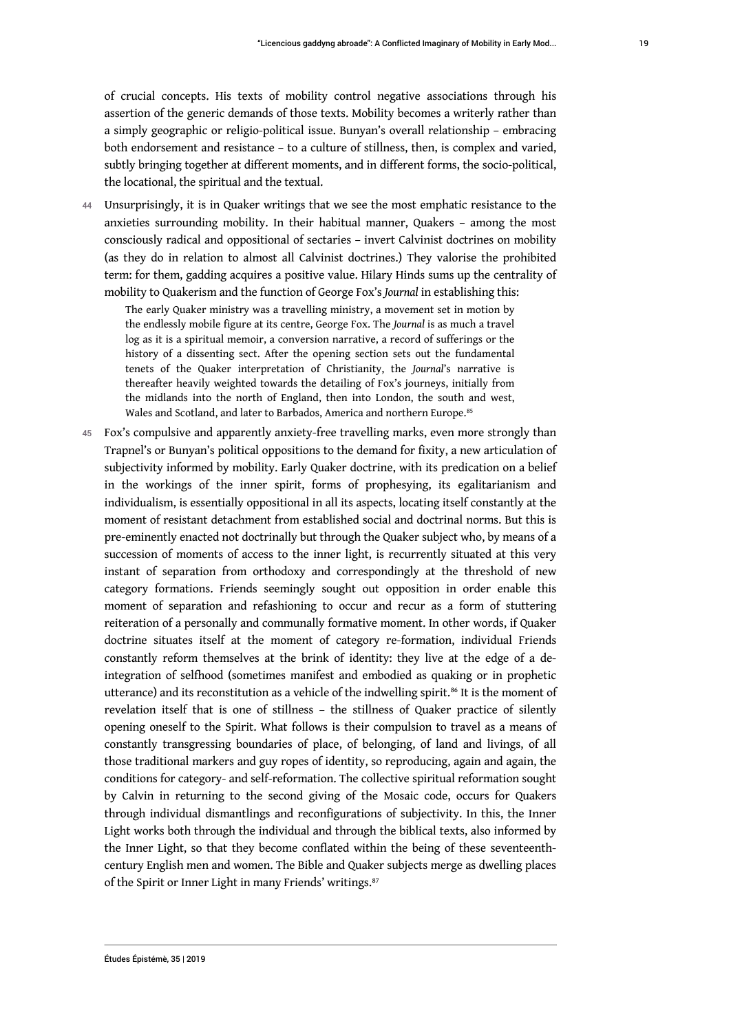of crucial concepts. His texts of mobility control negative associations through his assertion of the generic demands of those texts. Mobility becomes a writerly rather than a simply geographic or religio-political issue. Bunyan's overall relationship – embracing both endorsement and resistance – to a culture of stillness, then, is complex and varied, subtly bringing together at different moments, and in different forms, the socio-political, the locational, the spiritual and the textual.

44 Unsurprisingly, it is in Quaker writings that we see the most emphatic resistance to the anxieties surrounding mobility. In their habitual manner, Quakers – among the most consciously radical and oppositional of sectaries – invert Calvinist doctrines on mobility (as they do in relation to almost all Calvinist doctrines.) They valorise the prohibited term: for them, gadding acquires a positive value. Hilary Hinds sums up the centrality of mobility to Quakerism and the function of George Fox's *Journal* in establishing this:

> The early Quaker ministry was a travelling ministry, a movement set in motion by the endlessly mobile figure at its centre, George Fox. The *Journal* is as much a travel log as it is a spiritual memoir, a conversion narrative, a record of sufferings or the history of a dissenting sect. After the opening section sets out the fundamental tenets of the Quaker interpretation of Christianity, the *Journal*'s narrative is thereafter heavily weighted towards the detailing of Fox's journeys, initially from the midlands into the north of England, then into London, the south and west, Wales and Scotland, and later to Barbados, America and northern Europe.[85]

45 Fox's compulsive and apparently anxiety-free travelling marks, even more strongly than Trapnel's or Bunyan's political oppositions to the demand for fixity, a new articulation of subjectivity informed by mobility. Early Quaker doctrine, with its predication on a belief in the workings of the inner spirit, forms of prophesying, its egalitarianism and individualism, is essentially oppositional in all its aspects, locating itself constantly at the moment of resistant detachment from established social and doctrinal norms. But this is pre-eminently enacted not doctrinally but through the Quaker subject who, by means of a succession of moments of access to the inner light, is recurrently situated at this very instant of separation from orthodoxy and correspondingly at the threshold of new category formations. Friends seemingly sought out opposition in order enable this moment of separation and refashioning to occur and recur as a form of stuttering reiteration of a personally and communally formative moment. In other words, if Quaker doctrine situates itself at the moment of category re-formation, individual Friends constantly reform themselves at the brink of identity: they live at the edge of a de-integration of selfhood (sometimes manifest and embodied as quaking or in prophetic utterance) and its reconstitution as a vehicle of the indwelling spirit.[86] It is the moment of revelation itself that is one of stillness – the stillness of Quaker practice of silently opening oneself to the Spirit. What follows is their compulsion to travel as a means of constantly transgressing boundaries of place, of belonging, of land and livings, of all those traditional markers and guy ropes of identity, so reproducing, again and again, the conditions for category- and self-reformation. The collective spiritual reformation sought by Calvin in returning to the second giving of the Mosaic code, occurs for Quakers through individual dismantlings and reconfigurations of subjectivity. In this, the Inner Light works both through the individual and through the biblical texts, also informed by the Inner Light, so that they become conflated within the being of these seventeenth-century English men and women. The Bible and Quaker subjects merge as dwelling places of the Spirit or Inner Light in many Friends' writings.[87]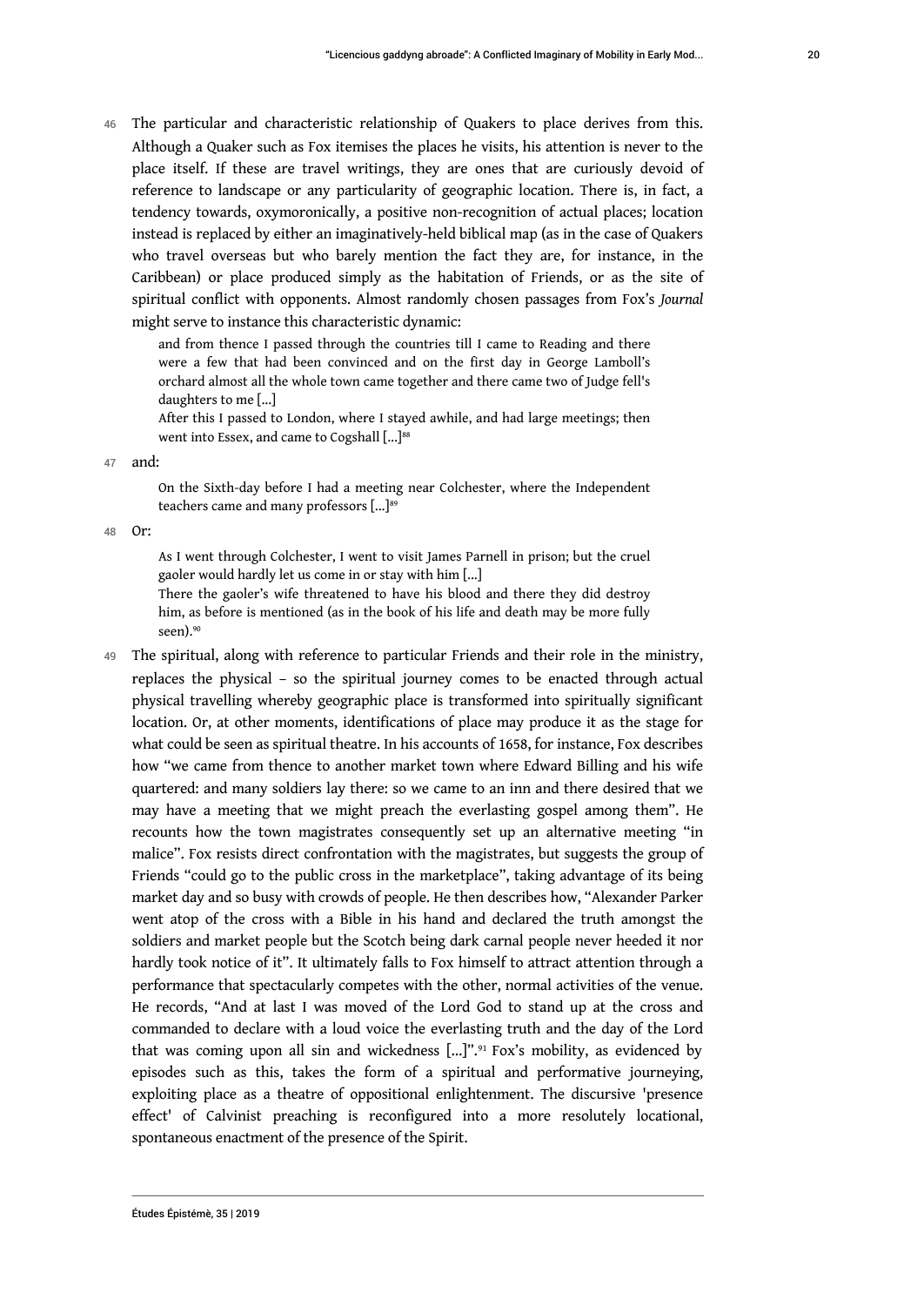46 The particular and characteristic relationship of Quakers to place derives from this. Although a Quaker such as Fox itemises the places he visits, his attention is never to the place itself. If these are travel writings, they are ones that are curiously devoid of reference to landscape or any particularity of geographic location. There is, in fact, a tendency towards, oxymoronically, a positive non-recognition of actual places; location instead is replaced by either an imaginatively-held biblical map (as in the case of Quakers who travel overseas but who barely mention the fact they are, for instance, in the Caribbean) or place produced simply as the habitation of Friends, or as the site of spiritual conflict with opponents. Almost randomly chosen passages from Fox's *Journal* might serve to instance this characteristic dynamic:

> and from thence I passed through the countries till I came to Reading and there were a few that had been convinced and on the first day in George Lamboll's orchard almost all the whole town came together and there came two of Judge fell's daughters to me [...]
>
> After this I passed to London, where I stayed awhile, and had large meetings; then went into Essex, and came to Cogshall [...][88]

47 and:

> On the Sixth-day before I had a meeting near Colchester, where the Independent teachers came and many professors [...][89]

48 Or:

> As I went through Colchester, I went to visit James Parnell in prison; but the cruel gaoler would hardly let us come in or stay with him [...]
>
> There the gaoler's wife threatened to have his blood and there they did destroy him, as before is mentioned (as in the book of his life and death may be more fully seen).[90]

49 The spiritual, along with reference to particular Friends and their role in the ministry, replaces the physical – so the spiritual journey comes to be enacted through actual physical travelling whereby geographic place is transformed into spiritually significant location. Or, at other moments, identifications of place may produce it as the stage for what could be seen as spiritual theatre. In his accounts of 1658, for instance, Fox describes how "we came from thence to another market town where Edward Billing and his wife quartered: and many soldiers lay there: so we came to an inn and there desired that we may have a meeting that we might preach the everlasting gospel among them". He recounts how the town magistrates consequently set up an alternative meeting "in malice". Fox resists direct confrontation with the magistrates, but suggests the group of Friends "could go to the public cross in the marketplace", taking advantage of its being market day and so busy with crowds of people. He then describes how, "Alexander Parker went atop of the cross with a Bible in his hand and declared the truth amongst the soldiers and market people but the Scotch being dark carnal people never heeded it nor hardly took notice of it". It ultimately falls to Fox himself to attract attention through a performance that spectacularly competes with the other, normal activities of the venue. He records, "And at last I was moved of the Lord God to stand up at the cross and commanded to declare with a loud voice the everlasting truth and the day of the Lord that was coming upon all sin and wickedness [...]".[91] Fox's mobility, as evidenced by episodes such as this, takes the form of a spiritual and performative journeying, exploiting place as a theatre of oppositional enlightenment. The discursive 'presence effect' of Calvinist preaching is reconfigured into a more resolutely locational, spontaneous enactment of the presence of the Spirit.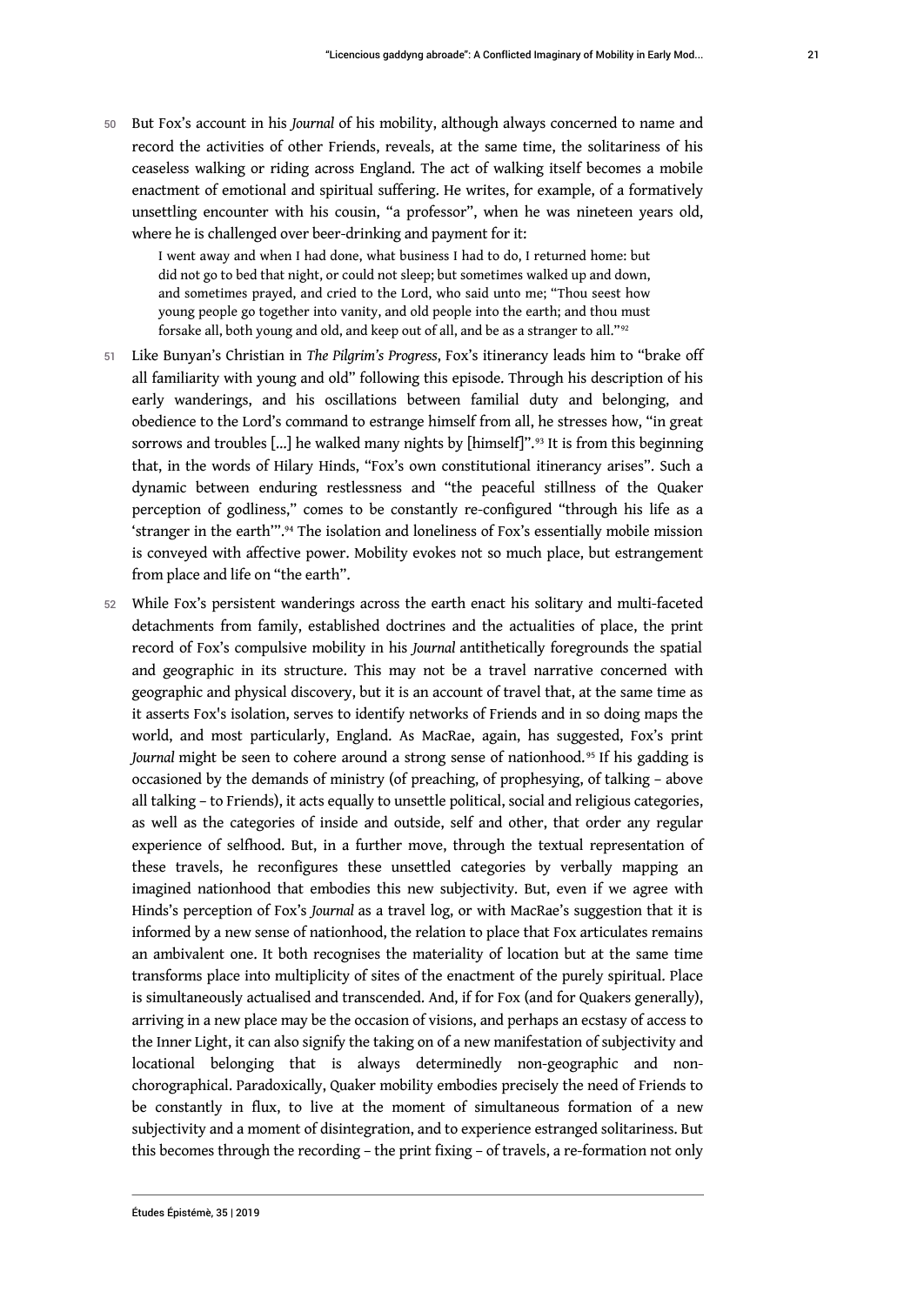50 But Fox's account in his *Journal* of his mobility, although always concerned to name and record the activities of other Friends, reveals, at the same time, the solitariness of his ceaseless walking or riding across England. The act of walking itself becomes a mobile enactment of emotional and spiritual suffering. He writes, for example, of a formatively unsettling encounter with his cousin, "a professor", when he was nineteen years old, where he is challenged over beer-drinking and payment for it:

> I went away and when I had done, what business I had to do, I returned home: but did not go to bed that night, or could not sleep; but sometimes walked up and down, and sometimes prayed, and cried to the Lord, who said unto me; "Thou seest how young people go together into vanity, and old people into the earth; and thou must forsake all, both young and old, and keep out of all, and be as a stranger to all."[92]

51 Like Bunyan's Christian in *The Pilgrim's Progress*, Fox's itinerancy leads him to "brake off all familiarity with young and old" following this episode. Through his description of his early wanderings, and his oscillations between familial duty and belonging, and obedience to the Lord's command to estrange himself from all, he stresses how, "in great sorrows and troubles [...] he walked many nights by [himself]".[93] It is from this beginning that, in the words of Hilary Hinds, "Fox's own constitutional itinerancy arises". Such a dynamic between enduring restlessness and "the peaceful stillness of the Quaker perception of godliness," comes to be constantly re-configured "through his life as a 'stranger in the earth'".[94] The isolation and loneliness of Fox's essentially mobile mission is conveyed with affective power. Mobility evokes not so much place, but estrangement from place and life on "the earth".

52 While Fox's persistent wanderings across the earth enact his solitary and multi-faceted detachments from family, established doctrines and the actualities of place, the print record of Fox's compulsive mobility in his *Journal* antithetically foregrounds the spatial and geographic in its structure. This may not be a travel narrative concerned with geographic and physical discovery, but it is an account of travel that, at the same time as it asserts Fox's isolation, serves to identify networks of Friends and in so doing maps the world, and most particularly, England. As MacRae, again, has suggested, Fox's print *Journal* might be seen to cohere around a strong sense of nationhood.[95] If his gadding is occasioned by the demands of ministry (of preaching, of prophesying, of talking – above all talking – to Friends), it acts equally to unsettle political, social and religious categories, as well as the categories of inside and outside, self and other, that order any regular experience of selfhood. But, in a further move, through the textual representation of these travels, he reconfigures these unsettled categories by verbally mapping an imagined nationhood that embodies this new subjectivity. But, even if we agree with Hinds's perception of Fox's *Journal* as a travel log, or with MacRae's suggestion that it is informed by a new sense of nationhood, the relation to place that Fox articulates remains an ambivalent one. It both recognises the materiality of location but at the same time transforms place into multiplicity of sites of the enactment of the purely spiritual. Place is simultaneously actualised and transcended. And, if for Fox (and for Quakers generally), arriving in a new place may be the occasion of visions, and perhaps an ecstasy of access to the Inner Light, it can also signify the taking on of a new manifestation of subjectivity and locational belonging that is always determinedly non-geographic and non-chorographical. Paradoxically, Quaker mobility embodies precisely the need of Friends to be constantly in flux, to live at the moment of simultaneous formation of a new subjectivity and a moment of disintegration, and to experience estranged solitariness. But this becomes through the recording – the print fixing – of travels, a re-formation not only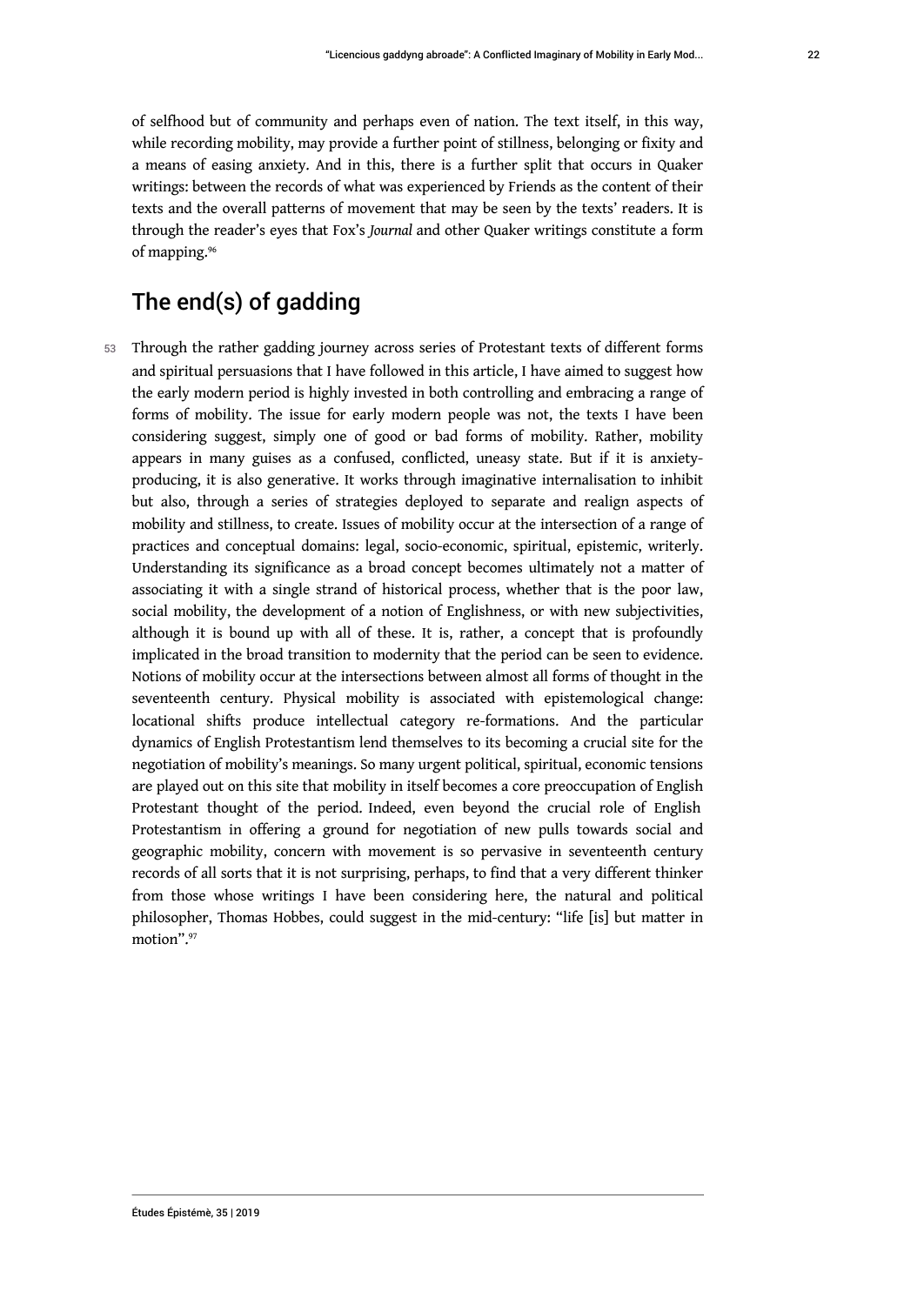of selfhood but of community and perhaps even of nation. The text itself, in this way, while recording mobility, may provide a further point of stillness, belonging or fixity and a means of easing anxiety. And in this, there is a further split that occurs in Quaker writings: between the records of what was experienced by Friends as the content of their texts and the overall patterns of movement that may be seen by the texts' readers. It is through the reader's eyes that Fox's *Journal* and other Quaker writings constitute a form of mapping.[96]

## The end(s) of gadding

53 Through the rather gadding journey across series of Protestant texts of different forms and spiritual persuasions that I have followed in this article, I have aimed to suggest how the early modern period is highly invested in both controlling and embracing a range of forms of mobility. The issue for early modern people was not, the texts I have been considering suggest, simply one of good or bad forms of mobility. Rather, mobility appears in many guises as a confused, conflicted, uneasy state. But if it is anxiety-producing, it is also generative. It works through imaginative internalisation to inhibit but also, through a series of strategies deployed to separate and realign aspects of mobility and stillness, to create. Issues of mobility occur at the intersection of a range of practices and conceptual domains: legal, socio-economic, spiritual, epistemic, writerly. Understanding its significance as a broad concept becomes ultimately not a matter of associating it with a single strand of historical process, whether that is the poor law, social mobility, the development of a notion of Englishness, or with new subjectivities, although it is bound up with all of these. It is, rather, a concept that is profoundly implicated in the broad transition to modernity that the period can be seen to evidence. Notions of mobility occur at the intersections between almost all forms of thought in the seventeenth century. Physical mobility is associated with epistemological change: locational shifts produce intellectual category re-formations. And the particular dynamics of English Protestantism lend themselves to its becoming a crucial site for the negotiation of mobility's meanings. So many urgent political, spiritual, economic tensions are played out on this site that mobility in itself becomes a core preoccupation of English Protestant thought of the period. Indeed, even beyond the crucial role of English Protestantism in offering a ground for negotiation of new pulls towards social and geographic mobility, concern with movement is so pervasive in seventeenth century records of all sorts that it is not surprising, perhaps, to find that a very different thinker from those whose writings I have been considering here, the natural and political philosopher, Thomas Hobbes, could suggest in the mid-century: "life [is] but matter in motion".[97]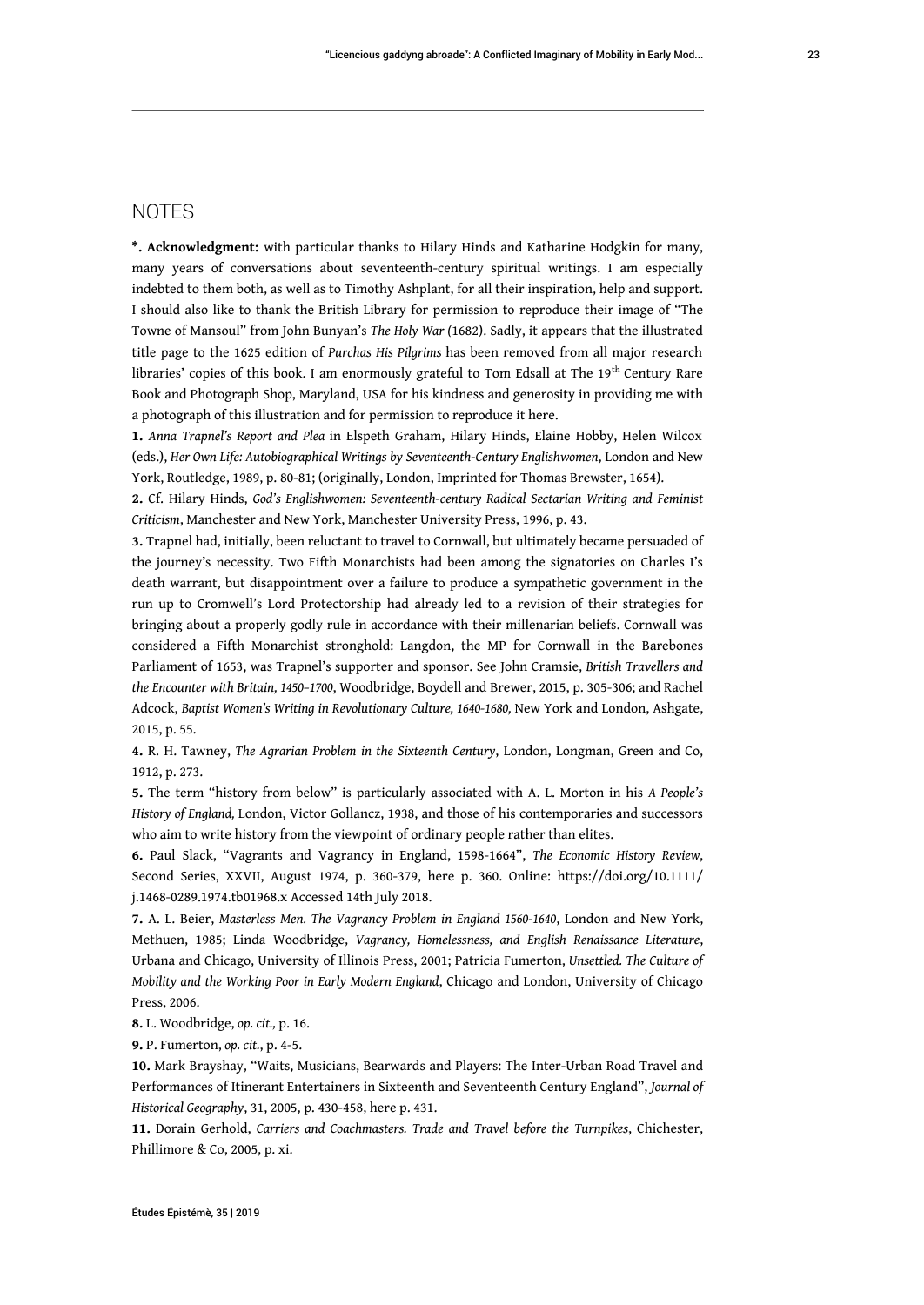## NOTES

**\*. Acknowledgment:** with particular thanks to Hilary Hinds and Katharine Hodgkin for many, many years of conversations about seventeenth-century spiritual writings. I am especially indebted to them both, as well as to Timothy Ashplant, for all their inspiration, help and support. I should also like to thank the British Library for permission to reproduce their image of "The Towne of Mansoul" from John Bunyan's *The Holy War (*1682). Sadly, it appears that the illustrated title page to the 1625 edition of *Purchas His Pilgrims* has been removed from all major research libraries' copies of this book. I am enormously grateful to Tom Edsall at The 19th Century Rare Book and Photograph Shop, Maryland, USA for his kindness and generosity in providing me with a photograph of this illustration and for permission to reproduce it here.

**1.** *Anna Trapnel's Report and Plea* in Elspeth Graham, Hilary Hinds, Elaine Hobby, Helen Wilcox (eds.), *Her Own Life: Autobiographical Writings by Seventeenth-Century Englishwomen*, London and New York, Routledge, 1989, p. 80-81; (originally, London, Imprinted for Thomas Brewster, 1654).

**2.** Cf. Hilary Hinds, *God's Englishwomen: Seventeenth-century Radical Sectarian Writing and Feminist Criticism*, Manchester and New York, Manchester University Press, 1996, p. 43.

**3.** Trapnel had, initially, been reluctant to travel to Cornwall, but ultimately became persuaded of the journey's necessity. Two Fifth Monarchists had been among the signatories on Charles I's death warrant, but disappointment over a failure to produce a sympathetic government in the run up to Cromwell's Lord Protectorship had already led to a revision of their strategies for bringing about a properly godly rule in accordance with their millenarian beliefs. Cornwall was considered a Fifth Monarchist stronghold: Langdon, the MP for Cornwall in the Barebones Parliament of 1653, was Trapnel's supporter and sponsor. See John Cramsie, *British Travellers and the Encounter with Britain, 1450–1700*, Woodbridge, Boydell and Brewer, 2015, p. 305-306; and Rachel Adcock, *Baptist Women's Writing in Revolutionary Culture, 1640-1680,* New York and London, Ashgate, 2015, p. 55.

**4.** R. H. Tawney, *The Agrarian Problem in the Sixteenth Century*, London, Longman, Green and Co, 1912, p. 273.

**5.** The term "history from below" is particularly associated with A. L. Morton in his *A People's History of England,* London, Victor Gollancz, 1938, and those of his contemporaries and successors who aim to write history from the viewpoint of ordinary people rather than elites.

**6.** Paul Slack, "Vagrants and Vagrancy in England, 1598-1664", *The Economic History Review*, Second Series, XXVII, August 1974, p. 360-379, here p. 360. Online: https://doi.org/10.1111/j.1468-0289.1974.tb01968.x Accessed 14th July 2018.

**7.** A. L. Beier, *Masterless Men. The Vagrancy Problem in England 1560-1640*, London and New York, Methuen, 1985; Linda Woodbridge, *Vagrancy, Homelessness, and English Renaissance Literature*, Urbana and Chicago, University of Illinois Press, 2001; Patricia Fumerton, *Unsettled. The Culture of Mobility and the Working Poor in Early Modern England*, Chicago and London, University of Chicago Press, 2006.

**8.** L. Woodbridge, *op. cit.,* p. 16.

**9.** P. Fumerton, *op. cit.*, p. 4-5.

**10.** Mark Brayshay, "Waits, Musicians, Bearwards and Players: The Inter-Urban Road Travel and Performances of Itinerant Entertainers in Sixteenth and Seventeenth Century England", *Journal of Historical Geography*, 31, 2005, p. 430-458, here p. 431.

**11.** Dorain Gerhold, *Carriers and Coachmasters. Trade and Travel before the Turnpikes*, Chichester, Phillimore & Co, 2005, p. xi.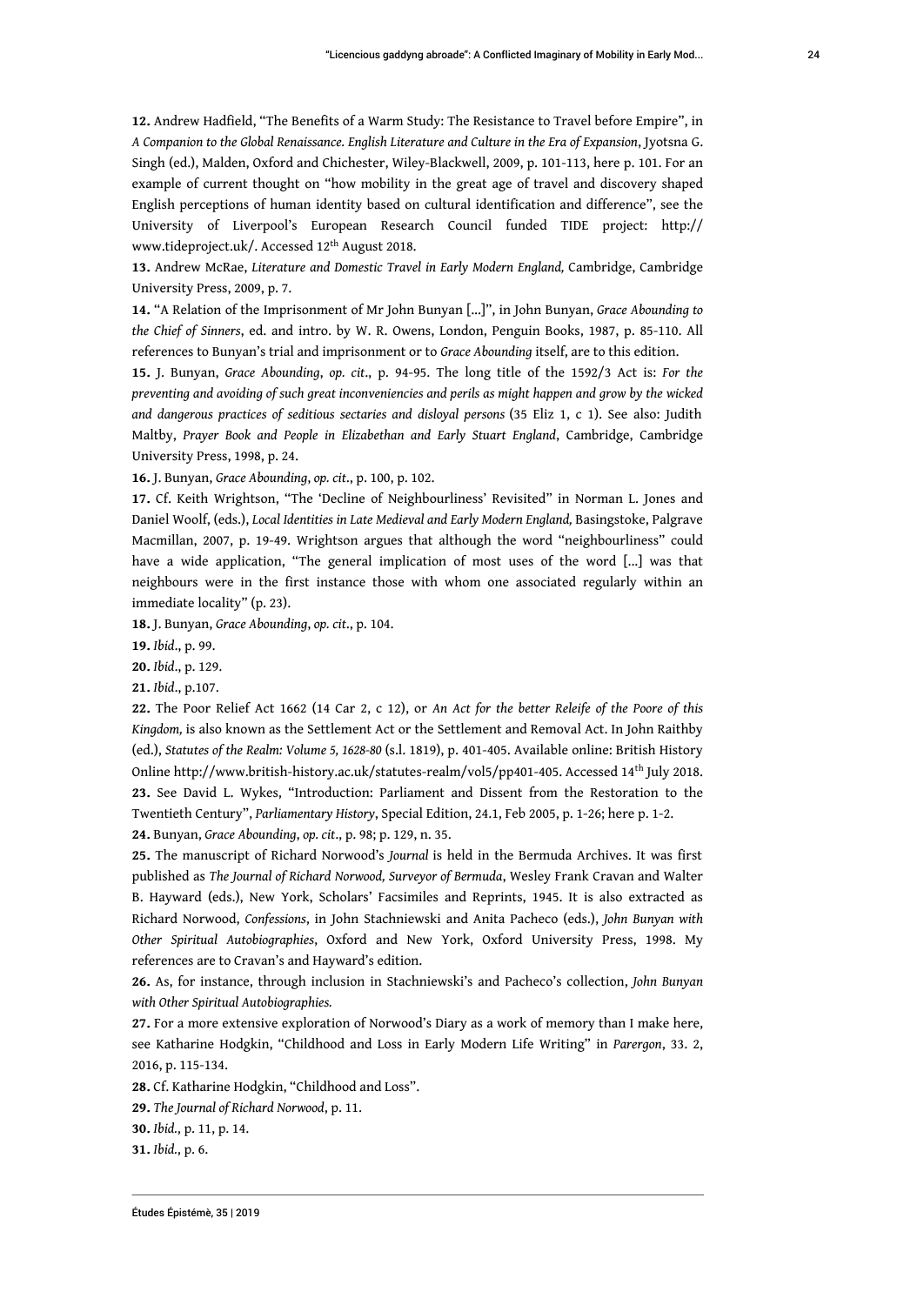**12.** Andrew Hadfield, "The Benefits of a Warm Study: The Resistance to Travel before Empire", in *A Companion to the Global Renaissance. English Literature and Culture in the Era of Expansion*, Jyotsna G. Singh (ed.), Malden, Oxford and Chichester, Wiley-Blackwell, 2009, p. 101-113, here p. 101. For an example of current thought on "how mobility in the great age of travel and discovery shaped English perceptions of human identity based on cultural identification and difference", see the University of Liverpool's European Research Council funded TIDE project: http://www.tideproject.uk/. Accessed 12th August 2018.

**13.** Andrew McRae, *Literature and Domestic Travel in Early Modern England,* Cambridge, Cambridge University Press, 2009, p. 7.

**14.** "A Relation of the Imprisonment of Mr John Bunyan [...]", in John Bunyan, *Grace Abounding to the Chief of Sinners*, ed. and intro. by W. R. Owens, London, Penguin Books, 1987, p. 85-110. All references to Bunyan's trial and imprisonment or to *Grace Abounding* itself, are to this edition.

**15.** J. Bunyan, *Grace Abounding*, *op. cit*., p. 94-95. The long title of the 1592/3 Act is: *For the preventing and avoiding of such great inconveniencies and perils as might happen and grow by the wicked and dangerous practices of seditious sectaries and disloyal persons* (35 Eliz 1, c 1). See also: Judith Maltby, *Prayer Book and People in Elizabethan and Early Stuart England*, Cambridge, Cambridge University Press, 1998, p. 24.

**16.** J. Bunyan, *Grace Abounding*, *op. cit*., p. 100, p. 102.

**17.** Cf. Keith Wrightson, "The 'Decline of Neighbourliness' Revisited" in Norman L. Jones and Daniel Woolf, (eds.), *Local Identities in Late Medieval and Early Modern England,* Basingstoke, Palgrave Macmillan, 2007, p. 19-49. Wrightson argues that although the word "neighbourliness" could have a wide application, "The general implication of most uses of the word [...] was that neighbours were in the first instance those with whom one associated regularly within an immediate locality" (p. 23).

**18.** J. Bunyan, *Grace Abounding*, *op. cit*., p. 104.

**19.** *Ibid*., p. 99.

**20.** *Ibid*., p. 129.

**21.** *Ibid*., p.107.

**22.** The Poor Relief Act 1662 (14 Car 2, c 12), or *An Act for the better Releife of the Poore of this Kingdom,* is also known as the Settlement Act or the Settlement and Removal Act. In John Raithby (ed.), *Statutes of the Realm: Volume 5, 1628-80* (s.l. 1819), p. 401-405. Available online: British History Online http://www.british-history.ac.uk/statutes-realm/vol5/pp401-405. Accessed 14th July 2018.

**23.** See David L. Wykes, "Introduction: Parliament and Dissent from the Restoration to the Twentieth Century", *Parliamentary History*, Special Edition, 24.1, Feb 2005, p. 1-26; here p. 1-2.

**24.** Bunyan, *Grace Abounding*, *op. cit*., p. 98; p. 129, n. 35.

**25.** The manuscript of Richard Norwood's *Journal* is held in the Bermuda Archives. It was first published as *The Journal of Richard Norwood, Surveyor of Bermuda*, Wesley Frank Cravan and Walter B. Hayward (eds.), New York, Scholars' Facsimiles and Reprints, 1945. It is also extracted as Richard Norwood, *Confessions*, in John Stachniewski and Anita Pacheco (eds.), *John Bunyan with Other Spiritual Autobiographies*, Oxford and New York, Oxford University Press, 1998. My references are to Cravan's and Hayward's edition.

**26.** As, for instance, through inclusion in Stachniewski's and Pacheco's collection, *John Bunyan with Other Spiritual Autobiographies.*

**27.** For a more extensive exploration of Norwood's Diary as a work of memory than I make here, see Katharine Hodgkin, "Childhood and Loss in Early Modern Life Writing" in *Parergon*, 33. 2, 2016, p. 115-134.

**28.** Cf. Katharine Hodgkin, "Childhood and Loss".

**29.** *The Journal of Richard Norwood*, p. 11.

**30.** *Ibid.*, p. 11, p. 14.

**31.** *Ibid.*, p. 6.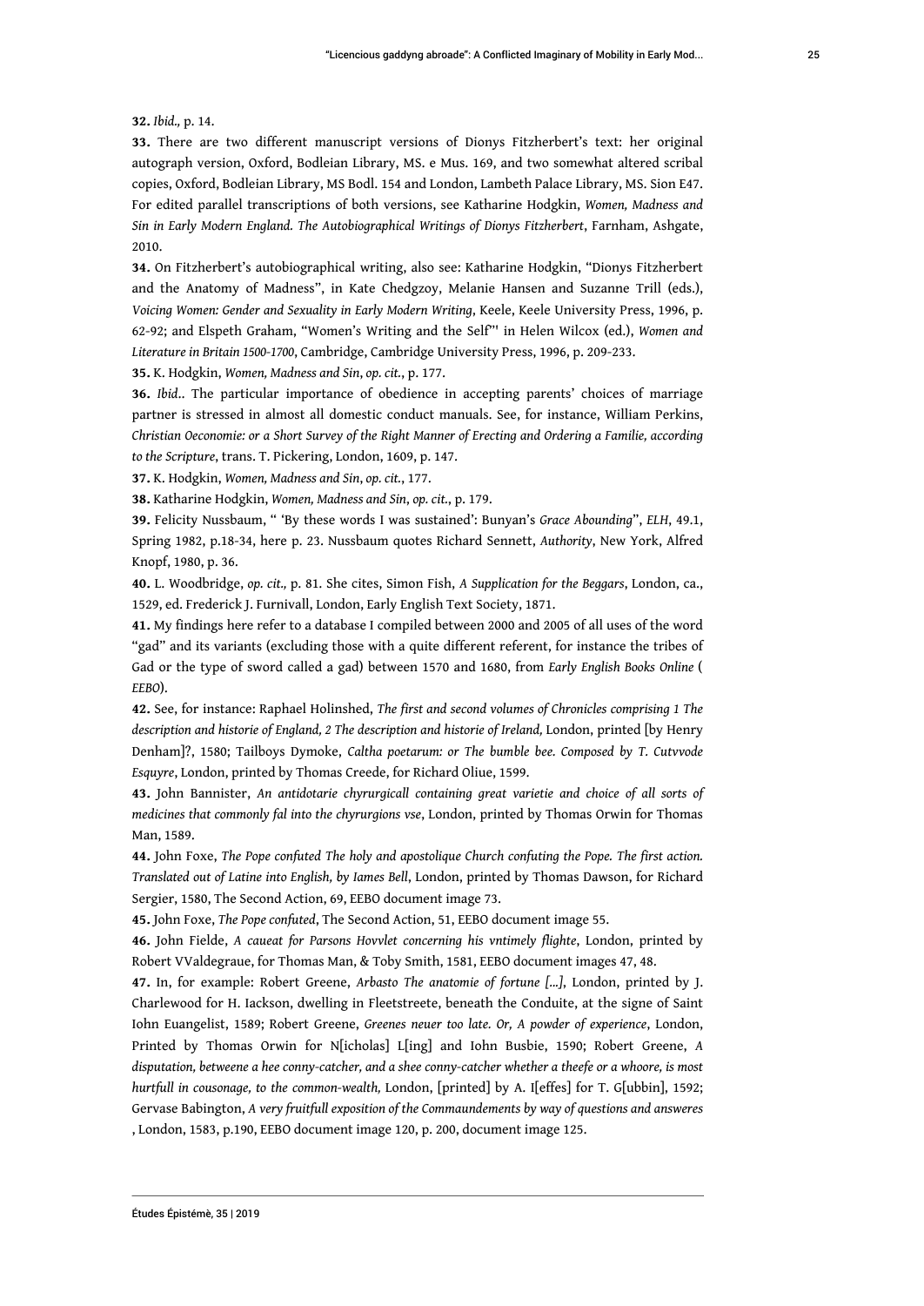**32.** *Ibid.,* p. 14.

**33.** There are two different manuscript versions of Dionys Fitzherbert's text: her original autograph version, Oxford, Bodleian Library, MS. e Mus. 169, and two somewhat altered scribal copies, Oxford, Bodleian Library, MS Bodl. 154 and London, Lambeth Palace Library, MS. Sion E47. For edited parallel transcriptions of both versions, see Katharine Hodgkin, *Women, Madness and Sin in Early Modern England. The Autobiographical Writings of Dionys Fitzherbert*, Farnham, Ashgate, 2010.

**34.** On Fitzherbert's autobiographical writing, also see: Katharine Hodgkin, "Dionys Fitzherbert and the Anatomy of Madness", in Kate Chedgzoy, Melanie Hansen and Suzanne Trill (eds.), *Voicing Women: Gender and Sexuality in Early Modern Writing*, Keele, Keele University Press, 1996, p. 62-92; and Elspeth Graham, "Women's Writing and the Self"' in Helen Wilcox (ed.), *Women and Literature in Britain 1500-1700*, Cambridge, Cambridge University Press, 1996, p. 209-233.

**35.** K. Hodgkin, *Women, Madness and Sin*, *op. cit.*, p. 177.

**36.** *Ibid.*. The particular importance of obedience in accepting parents' choices of marriage partner is stressed in almost all domestic conduct manuals. See, for instance, William Perkins, *Christian Oeconomie: or a Short Survey of the Right Manner of Erecting and Ordering a Familie, according to the Scripture*, trans. T. Pickering, London, 1609, p. 147.

**37.** K. Hodgkin, *Women, Madness and Sin*, *op. cit.*, 177.

**38.** Katharine Hodgkin, *Women, Madness and Sin*, *op. cit*., p. 179.

**39.** Felicity Nussbaum, " 'By these words I was sustained': Bunyan's *Grace Abounding*", *ELH*, 49.1, Spring 1982, p.18-34, here p. 23. Nussbaum quotes Richard Sennett, *Authority*, New York, Alfred Knopf, 1980, p. 36.

**40.** L. Woodbridge, *op. cit.,* p. 81. She cites, Simon Fish, *A Supplication for the Beggars*, London, ca., 1529, ed. Frederick J. Furnivall, London, Early English Text Society, 1871.

**41.** My findings here refer to a database I compiled between 2000 and 2005 of all uses of the word "gad" and its variants (excluding those with a quite different referent, for instance the tribes of Gad or the type of sword called a gad) between 1570 and 1680, from *Early English Books Online* ( *EEBO*).

**42.** See, for instance: Raphael Holinshed, *The first and second volumes of Chronicles comprising 1 The description and historie of England, 2 The description and historie of Ireland,* London, printed [by Henry Denham]?, 1580; Tailboys Dymoke, *Caltha poetarum: or The bumble bee. Composed by T. Cutvvode Esquyre*, London, printed by Thomas Creede, for Richard Oliue, 1599.

**43.** John Bannister, *An antidotarie chyrurgicall containing great varietie and choice of all sorts of medicines that commonly fal into the chyrurgions vse*, London, printed by Thomas Orwin for Thomas Man, 1589.

**44.** John Foxe, *The Pope confuted The holy and apostolique Church confuting the Pope. The first action. Translated out of Latine into English, by Iames Bell*, London, printed by Thomas Dawson, for Richard Sergier, 1580, The Second Action, 69, EEBO document image 73.

**45.** John Foxe, *The Pope confuted*, The Second Action, 51, EEBO document image 55.

**46.** John Fielde, *A caueat for Parsons Hovvlet concerning his vntimely flighte*, London, printed by Robert VValdegraue, for Thomas Man, & Toby Smith, 1581, EEBO document images 47, 48.

**47.** In, for example: Robert Greene, *Arbasto The anatomie of fortune [...]*, London, printed by J. Charlewood for H. Iackson, dwelling in Fleetstreete, beneath the Conduite, at the signe of Saint Iohn Euangelist, 1589; Robert Greene, *Greenes neuer too late. Or, A powder of experience*, London, Printed by Thomas Orwin for N[icholas] L[ing] and Iohn Busbie, 1590; Robert Greene, *A disputation, betweene a hee conny-catcher, and a shee conny-catcher whether a theefe or a whoore, is most hurtfull in cousonage, to the common-wealth,* London, [printed] by A. I[effes] for T. G[ubbin], 1592; Gervase Babington, *A very fruitfull exposition of the Commaundements by way of questions and answeres* , London, 1583, p.190, EEBO document image 120, p. 200, document image 125.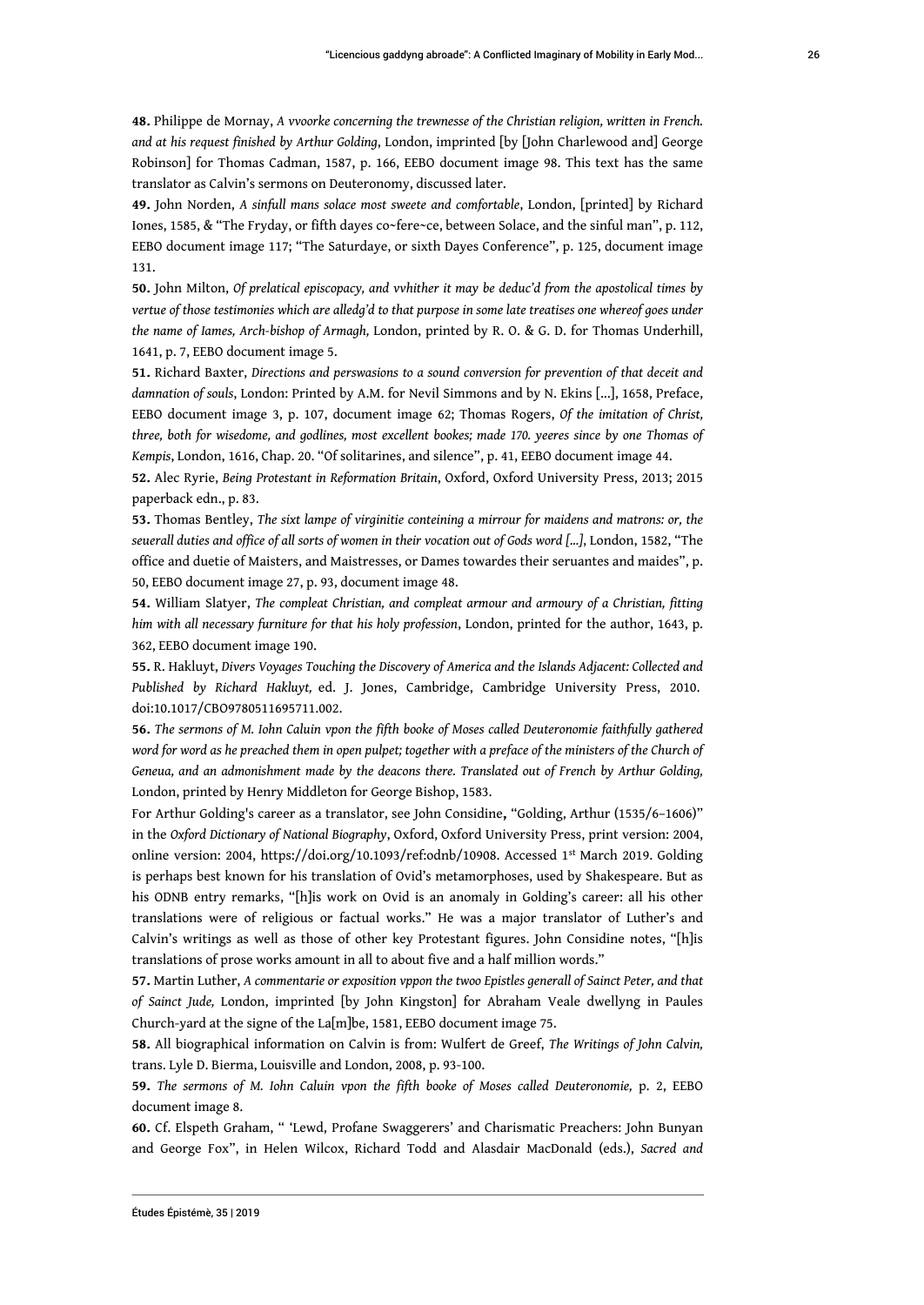**48.** Philippe de Mornay, *A vvoorke concerning the trewnesse of the Christian religion, written in French. and at his request finished by Arthur Golding*, London, imprinted [by [John Charlewood and] George Robinson] for Thomas Cadman, 1587, p. 166, EEBO document image 98. This text has the same translator as Calvin's sermons on Deuteronomy, discussed later.

**49.** John Norden, *A sinfull mans solace most sweete and comfortable*, London, [printed] by Richard Iones, 1585, & "The Fryday, or fifth dayes co~fere~ce, between Solace, and the sinful man", p. 112, EEBO document image 117; "The Saturdaye, or sixth Dayes Conference", p. 125, document image 131.

**50.** John Milton, *Of prelatical episcopacy, and vvhither it may be deduc'd from the apostolical times by vertue of those testimonies which are alledg'd to that purpose in some late treatises one whereof goes under the name of Iames, Arch-bishop of Armagh,* London, printed by R. O. & G. D. for Thomas Underhill, 1641, p. 7, EEBO document image 5.

**51.** Richard Baxter, *Directions and perswasions to a sound conversion for prevention of that deceit and damnation of souls*, London: Printed by A.M. for Nevil Simmons and by N. Ekins [...], 1658, Preface, EEBO document image 3, p. 107, document image 62; Thomas Rogers, *Of the imitation of Christ, three, both for wisedome, and godlines, most excellent bookes; made 170. yeeres since by one Thomas of Kempis*, London, 1616, Chap. 20. "Of solitarines, and silence", p. 41, EEBO document image 44.

**52.** Alec Ryrie, *Being Protestant in Reformation Britain*, Oxford, Oxford University Press, 2013; 2015 paperback edn., p. 83.

**53.** Thomas Bentley, *The sixt lampe of virginitie conteining a mirrour for maidens and matrons: or, the seuerall duties and office of all sorts of women in their vocation out of Gods word [...]*, London, 1582, "The office and duetie of Maisters, and Maistresses, or Dames towardes their seruantes and maides", p. 50, EEBO document image 27, p. 93, document image 48.

**54.** William Slatyer, *The compleat Christian, and compleat armour and armoury of a Christian, fitting him with all necessary furniture for that his holy profession*, London, printed for the author, 1643, p. 362, EEBO document image 190.

**55.** R. Hakluyt, *Divers Voyages Touching the Discovery of America and the Islands Adjacent: Collected and Published by Richard Hakluyt,* ed. J. Jones, Cambridge, Cambridge University Press, 2010. doi:10.1017/CBO9780511695711.002.

**56.** *The sermons of M. Iohn Caluin vpon the fifth booke of Moses called Deuteronomie faithfully gathered word for word as he preached them in open pulpet; together with a preface of the ministers of the Church of Geneua, and an admonishment made by the deacons there. Translated out of French by Arthur Golding,* London, printed by Henry Middleton for George Bishop, 1583.

For Arthur Golding's career as a translator, see John Considine**,** "Golding, Arthur (1535/6–1606)" in the *Oxford Dictionary of National Biography*, Oxford, Oxford University Press, print version: 2004, online version: 2004, https://doi.org/10.1093/ref:odnb/10908. Accessed 1st March 2019. Golding is perhaps best known for his translation of Ovid's metamorphoses, used by Shakespeare. But as his ODNB entry remarks, "[h]is work on Ovid is an anomaly in Golding's career: all his other translations were of religious or factual works." He was a major translator of Luther's and Calvin's writings as well as those of other key Protestant figures. John Considine notes, "[h]is translations of prose works amount in all to about five and a half million words."

**57.** Martin Luther, *A commentarie or exposition vppon the twoo Epistles generall of Sainct Peter, and that of Sainct Jude,* London, imprinted [by John Kingston] for Abraham Veale dwellyng in Paules Church-yard at the signe of the La[m]be, 1581, EEBO document image 75.

**58.** All biographical information on Calvin is from: Wulfert de Greef, *The Writings of John Calvin,* trans. Lyle D. Bierma, Louisville and London, 2008, p. 93-100.

**59.** *The sermons of M. Iohn Caluin vpon the fifth booke of Moses called Deuteronomie,* p. 2, EEBO document image 8.

**60.** Cf. Elspeth Graham, " 'Lewd, Profane Swaggerers' and Charismatic Preachers: John Bunyan and George Fox", in Helen Wilcox, Richard Todd and Alasdair MacDonald (eds.), *Sacred and*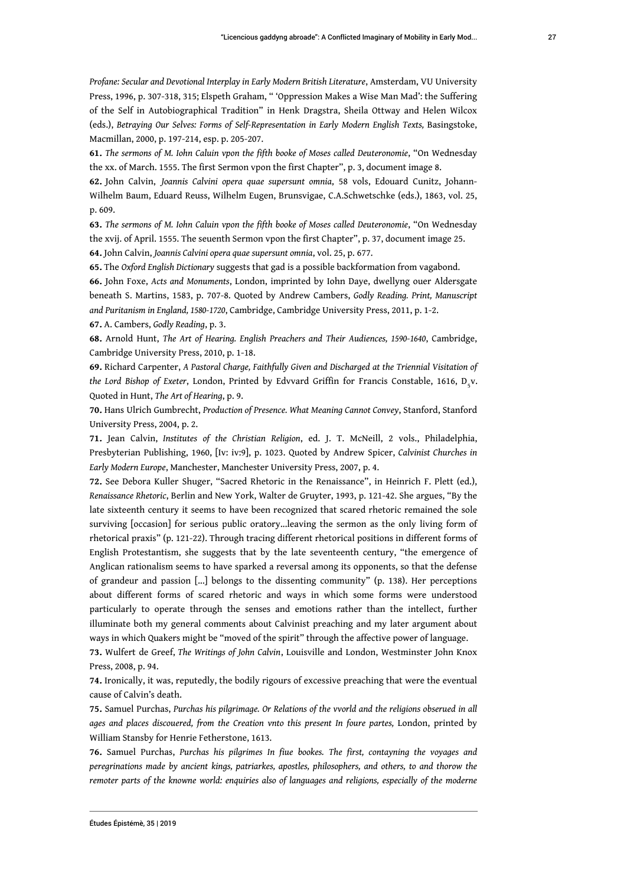*Profane: Secular and Devotional Interplay in Early Modern British Literature*, Amsterdam, VU University Press, 1996, p. 307-318, 315; Elspeth Graham, " 'Oppression Makes a Wise Man Mad': the Suffering of the Self in Autobiographical Tradition" in Henk Dragstra, Sheila Ottway and Helen Wilcox (eds.), *Betraying Our Selves: Forms of Self-Representation in Early Modern English Texts,* Basingstoke, Macmillan, 2000, p. 197-214, esp. p. 205-207.

**61.** *The sermons of M. Iohn Caluin vpon the fifth booke of Moses called Deuteronomie*, "On Wednesday the xx. of March. 1555. The first Sermon vpon the first Chapter", p. 3, document image 8.

**62.** John Calvin, *Joannis Calvini opera quae supersunt omnia*, 58 vols, Edouard Cunitz, Johann-Wilhelm Baum, Eduard Reuss, Wilhelm Eugen, Brunsvigae, C.A.Schwetschke (eds.), 1863, vol. 25, p. 609.

**63.** *The sermons of M. Iohn Caluin vpon the fifth booke of Moses called Deuteronomie*, "On Wednesday the xvij. of April. 1555. The seuenth Sermon vpon the first Chapter", p. 37, document image 25.

**64.** John Calvin, *Joannis Calvini opera quae supersunt omnia*, vol. 25, p. 677.

**65.** The *Oxford English Dictionary* suggests that gad is a possible backformation from vagabond.

**66.** John Foxe, *Acts and Monuments*, London, imprinted by Iohn Daye, dwellyng ouer Aldersgate beneath S. Martins, 1583, p. 707-8. Quoted by Andrew Cambers, *Godly Reading. Print, Manuscript and Puritanism in England, 1580-1720*, Cambridge, Cambridge University Press, 2011, p. 1-2.

**67.** A. Cambers, *Godly Reading*, p. 3.

**68.** Arnold Hunt, *The Art of Hearing. English Preachers and Their Audiences, 1590-1640*, Cambridge, Cambridge University Press, 2010, p. 1-18.

**69.** Richard Carpenter, *A Pastoral Charge, Faithfully Given and Discharged at the Triennial Visitation of the Lord Bishop of Exeter*, London, Printed by Edvvard Griffin for Francis Constable, 1616, $D_5$v. Quoted in Hunt, *The Art of Hearing*, p. 9.

**70.** Hans Ulrich Gumbrecht, *Production of Presence. What Meaning Cannot Convey*, Stanford, Stanford University Press, 2004, p. 2.

**71.** Jean Calvin, *Institutes of the Christian Religion*, ed. J. T. McNeill, 2 vols., Philadelphia, Presbyterian Publishing, 1960, [Iv: iv:9], p. 1023. Quoted by Andrew Spicer, *Calvinist Churches in Early Modern Europe*, Manchester, Manchester University Press, 2007, p. 4.

**72.** See Debora Kuller Shuger, "Sacred Rhetoric in the Renaissance", in Heinrich F. Plett (ed.), *Renaissance Rhetoric*, Berlin and New York, Walter de Gruyter, 1993, p. 121-42. She argues, "By the late sixteenth century it seems to have been recognized that scared rhetoric remained the sole surviving [occasion] for serious public oratory…leaving the sermon as the only living form of rhetorical praxis" (p. 121-22). Through tracing different rhetorical positions in different forms of English Protestantism, she suggests that by the late seventeenth century, "the emergence of Anglican rationalism seems to have sparked a reversal among its opponents, so that the defense of grandeur and passion […] belongs to the dissenting community" (p. 138). Her perceptions about different forms of scared rhetoric and ways in which some forms were understood particularly to operate through the senses and emotions rather than the intellect, further illuminate both my general comments about Calvinist preaching and my later argument about ways in which Quakers might be "moved of the spirit" through the affective power of language.

**73.** Wulfert de Greef, *The Writings of John Calvin*, Louisville and London, Westminster John Knox Press, 2008, p. 94.

**74.** Ironically, it was, reputedly, the bodily rigours of excessive preaching that were the eventual cause of Calvin's death.

**75.** Samuel Purchas, *Purchas his pilgrimage. Or Relations of the vvorld and the religions obserued in all ages and places discouered, from the Creation vnto this present In foure partes,* London, printed by William Stansby for Henrie Fetherstone, 1613.

**76.** Samuel Purchas, *Purchas his pilgrimes In fiue bookes. The first, contayning the voyages and peregrinations made by ancient kings, patriarkes, apostles, philosophers, and others, to and thorow the remoter parts of the knowne world: enquiries also of languages and religions, especially of the moderne*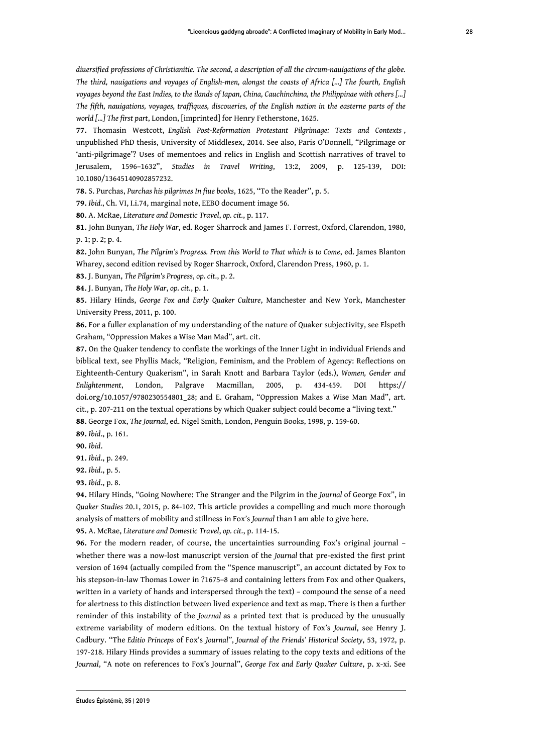*diuersified professions of Christianitie. The second, a description of all the circum-nauigations of the globe. The third, nauigations and voyages of English-men, alongst the coasts of Africa [...] The fourth, English voyages beyond the East Indies, to the ilands of Iapan, China, Cauchinchina, the Philippinae with others [...] The fifth, nauigations, voyages, traffiques, discoueries, of the English nation in the easterne parts of the world [...] The first part*, London, [imprinted] for Henry Fetherstone, 1625.

**77.** Thomasin Westcott, *English Post-Reformation Protestant Pilgrimage: Texts and Contexts* , unpublished PhD thesis, University of Middlesex, 2014. See also, Paris O'Donnell, "Pilgrimage or 'anti-pilgrimage'? Uses of mementoes and relics in English and Scottish narratives of travel to Jerusalem, 1596–1632", *Studies in Travel Writing*, 13:2, 2009, p. 125-139, DOI: 10.1080/13645140902857232.

**78.** S. Purchas, *Purchas his pilgrimes In fiue books*, 1625, "To the Reader", p. 5.

**79.** *Ibid.*, Ch. VI, I.i.74, marginal note, EEBO document image 56.

**80.** A. McRae, *Literature and Domestic Travel*, *op. cit.*, p. 117.

**81.** John Bunyan, *The Holy War*, ed. Roger Sharrock and James F. Forrest, Oxford, Clarendon, 1980, p. 1; p. 2; p. 4.

**82.** John Bunyan, *The Pilgrim's Progress. From this World to That which is to Come*, ed. James Blanton Wharey, second edition revised by Roger Sharrock, Oxford, Clarendon Press, 1960, p. 1.

**83.** J. Bunyan, *The Pilgrim's Progress*, *op. cit*., p. 2.

**84.** J. Bunyan, *The Holy War*, *op. cit*., p. 1.

**85.** Hilary Hinds, *George Fox and Early Quaker Culture*, Manchester and New York, Manchester University Press, 2011, p. 100.

**86.** For a fuller explanation of my understanding of the nature of Quaker subjectivity, see Elspeth Graham, "Oppression Makes a Wise Man Mad", art. cit.

**87.** On the Quaker tendency to conflate the workings of the Inner Light in individual Friends and biblical text, see Phyllis Mack, "Religion, Feminism, and the Problem of Agency: Reflections on Eighteenth-Century Quakerism", in Sarah Knott and Barbara Taylor (eds.), *Women, Gender and Enlightenment*, London, Palgrave Macmillan, 2005, p. 434-459. DOI https://doi.org/10.1057/9780230554801_28; and E. Graham, "Oppression Makes a Wise Man Mad", art. cit., p. 207-211 on the textual operations by which Quaker subject could become a "living text."

**88.** George Fox, *The Journal*, ed. Nigel Smith, London, Penguin Books, 1998, p. 159-60.

**89.** *Ibid*., p. 161.

**90.** *Ibid*.

**91.** *Ibid*., p. 249.

**92.** *Ibid*., p. 5.

**93.** *Ibid*., p. 8.

**94.** Hilary Hinds, "Going Nowhere: The Stranger and the Pilgrim in the *Journal* of George Fox", in *Quaker Studies* 20.1, 2015, p. 84-102. This article provides a compelling and much more thorough analysis of matters of mobility and stillness in Fox's *Journal* than I am able to give here.

**95.** A. McRae, *Literature and Domestic Travel*, *op. cit.*, p. 114-15.

**96.** For the modern reader, of course, the uncertainties surrounding Fox's original journal – whether there was a now-lost manuscript version of the *Journal* that pre-existed the first print version of 1694 (actually compiled from the "Spence manuscript", an account dictated by Fox to his stepson-in-law Thomas Lower in ?1675–8 and containing letters from Fox and other Quakers, written in a variety of hands and interspersed through the text) – compound the sense of a need for alertness to this distinction between lived experience and text as map. There is then a further reminder of this instability of the *Journal* as a printed text that is produced by the unusually extreme variability of modern editions. On the textual history of Fox's *Journal*, see Henry J. Cadbury. "The *Editio Princeps* of Fox's *Journal*", *Journal of the Friends' Historical Society*, 53, 1972, p. 197-218. Hilary Hinds provides a summary of issues relating to the copy texts and editions of the *Journal*, "A note on references to Fox's Journal", *George Fox and Early Quaker Culture*, p. x-xi. See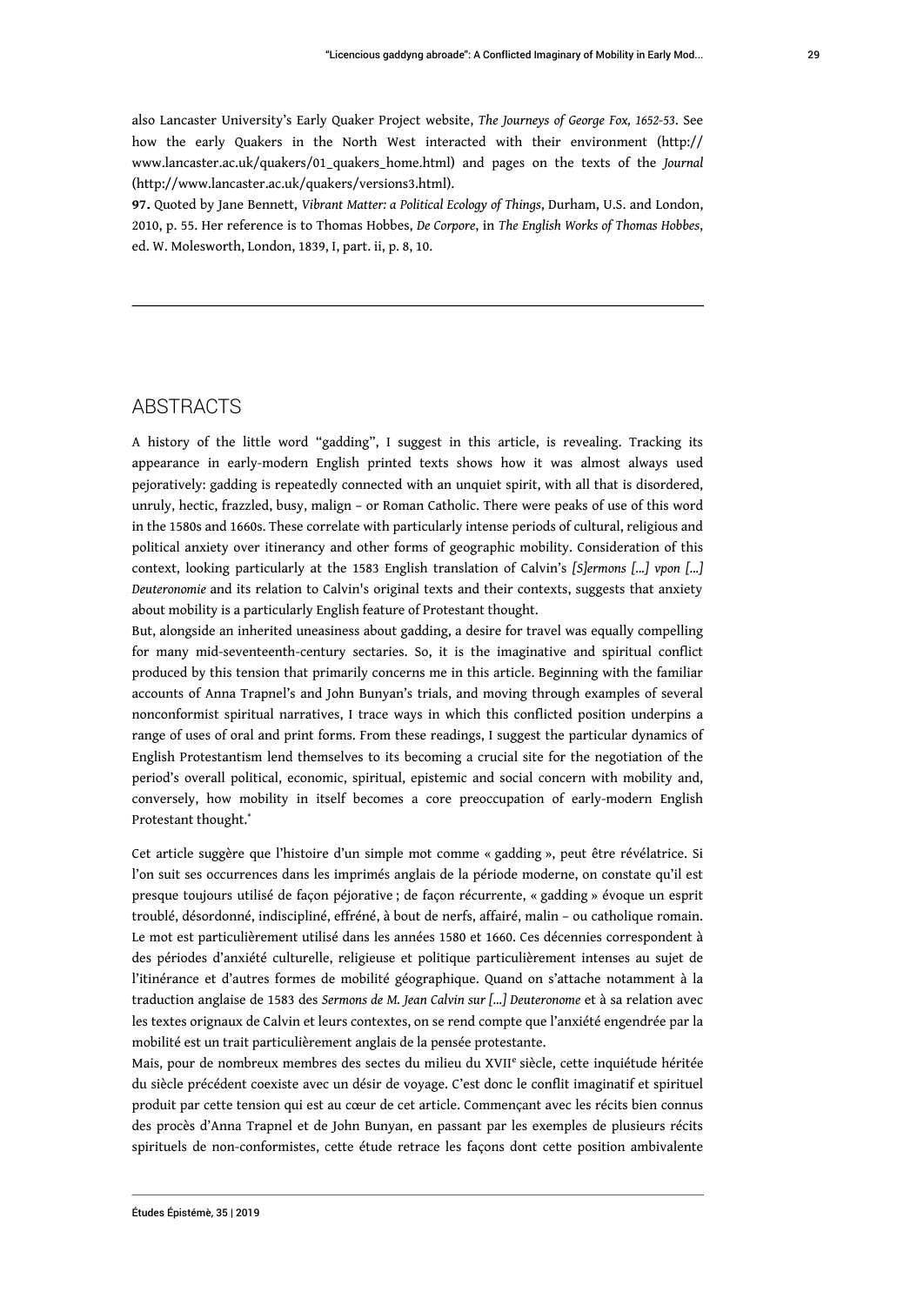also Lancaster University's Early Quaker Project website, *The Journeys of George Fox, 1652-53*. See how the early Quakers in the North West interacted with their environment (http://www.lancaster.ac.uk/quakers/01_quakers_home.html) and pages on the texts of the *Journal* (http://www.lancaster.ac.uk/quakers/versions3.html).

**97.** Quoted by Jane Bennett, *Vibrant Matter: a Political Ecology of Things*, Durham, U.S. and London, 2010, p. 55. Her reference is to Thomas Hobbes, *De Corpore*, in *The English Works of Thomas Hobbes*, ed. W. Molesworth, London, 1839, I, part. ii, p. 8, 10.

## ABSTRACTS

A history of the little word "gadding", I suggest in this article, is revealing. Tracking its appearance in early-modern English printed texts shows how it was almost always used pejoratively: gadding is repeatedly connected with an unquiet spirit, with all that is disordered, unruly, hectic, frazzled, busy, malign – or Roman Catholic. There were peaks of use of this word in the 1580s and 1660s. These correlate with particularly intense periods of cultural, religious and political anxiety over itinerancy and other forms of geographic mobility. Consideration of this context, looking particularly at the 1583 English translation of Calvin's *[S]ermons [...] vpon [...] Deuteronomie* and its relation to Calvin's original texts and their contexts, suggests that anxiety about mobility is a particularly English feature of Protestant thought.

But, alongside an inherited uneasiness about gadding, a desire for travel was equally compelling for many mid-seventeenth-century sectaries. So, it is the imaginative and spiritual conflict produced by this tension that primarily concerns me in this article. Beginning with the familiar accounts of Anna Trapnel's and John Bunyan's trials, and moving through examples of several nonconformist spiritual narratives, I trace ways in which this conflicted position underpins a range of uses of oral and print forms. From these readings, I suggest the particular dynamics of English Protestantism lend themselves to its becoming a crucial site for the negotiation of the period's overall political, economic, spiritual, epistemic and social concern with mobility and, conversely, how mobility in itself becomes a core preoccupation of early-modern English Protestant thought.*

Cet article suggère que l'histoire d'un simple mot comme « gadding », peut être révélatrice. Si l'on suit ses occurrences dans les imprimés anglais de la période moderne, on constate qu'il est presque toujours utilisé de façon péjorative ; de façon récurrente, « gadding » évoque un esprit troublé, désordonné, indiscipliné, effréné, à bout de nerfs, affairé, malin – ou catholique romain. Le mot est particulièrement utilisé dans les années 1580 et 1660. Ces décennies correspondent à des périodes d'anxiété culturelle, religieuse et politique particulièrement intenses au sujet de l'itinérance et d'autres formes de mobilité géographique. Quand on s'attache notamment à la traduction anglaise de 1583 des *Sermons de M. Jean Calvin sur [...] Deuteronome* et à sa relation avec les textes orignaux de Calvin et leurs contextes, on se rend compte que l'anxiété engendrée par la mobilité est un trait particulièrement anglais de la pensée protestante.

Mais, pour de nombreux membres des sectes du milieu du XVIIe siècle, cette inquiétude héritée du siècle précédent coexiste avec un désir de voyage. C'est donc le conflit imaginatif et spirituel produit par cette tension qui est au cœur de cet article. Commençant avec les récits bien connus des procès d'Anna Trapnel et de John Bunyan, en passant par les exemples de plusieurs récits spirituels de non-conformistes, cette étude retrace les façons dont cette position ambivalente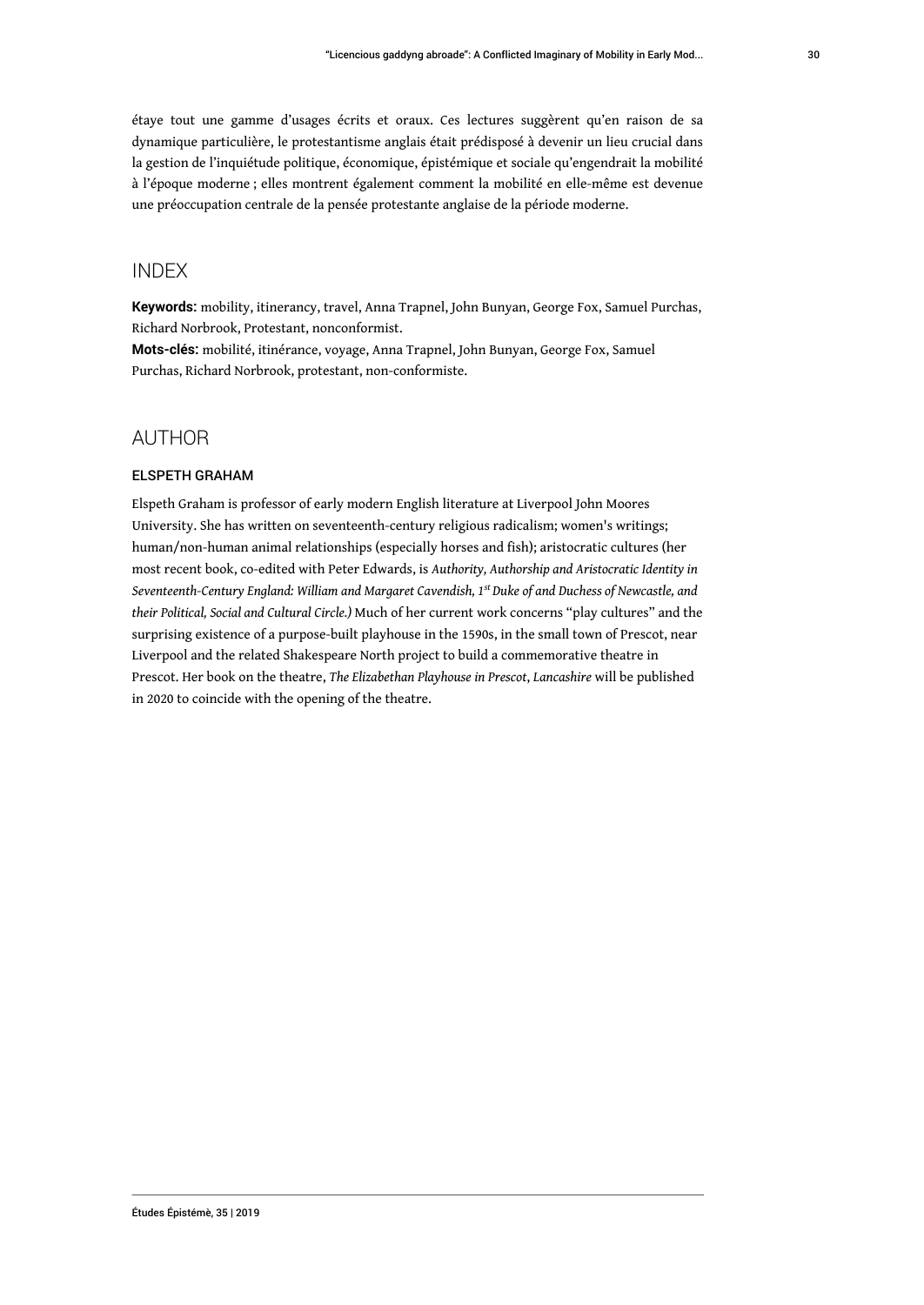étaye tout une gamme d'usages écrits et oraux. Ces lectures suggèrent qu'en raison de sa dynamique particulière, le protestantisme anglais était prédisposé à devenir un lieu crucial dans la gestion de l'inquiétude politique, économique, épistémique et sociale qu'engendrait la mobilité à l'époque moderne ; elles montrent également comment la mobilité en elle-même est devenue une préoccupation centrale de la pensée protestante anglaise de la période moderne.

## INDEX

**Keywords:** mobility, itinerancy, travel, Anna Trapnel, John Bunyan, George Fox, Samuel Purchas, Richard Norbrook, Protestant, nonconformist.

**Mots-clés:** mobilité, itinérance, voyage, Anna Trapnel, John Bunyan, George Fox, Samuel Purchas, Richard Norbrook, protestant, non-conformiste.

## AUTHOR

### ELSPETH GRAHAM

Elspeth Graham is professor of early modern English literature at Liverpool John Moores University. She has written on seventeenth-century religious radicalism; women's writings; human/non-human animal relationships (especially horses and fish); aristocratic cultures (her most recent book, co-edited with Peter Edwards, is *Authority, Authorship and Aristocratic Identity in Seventeenth-Century England: William and Margaret Cavendish, 1st Duke of and Duchess of Newcastle, and their Political, Social and Cultural Circle.)* Much of her current work concerns "play cultures" and the surprising existence of a purpose-built playhouse in the 1590s, in the small town of Prescot, near Liverpool and the related Shakespeare North project to build a commemorative theatre in Prescot. Her book on the theatre, *The Elizabethan Playhouse in Prescot*, *Lancashire* will be published in 2020 to coincide with the opening of the theatre.